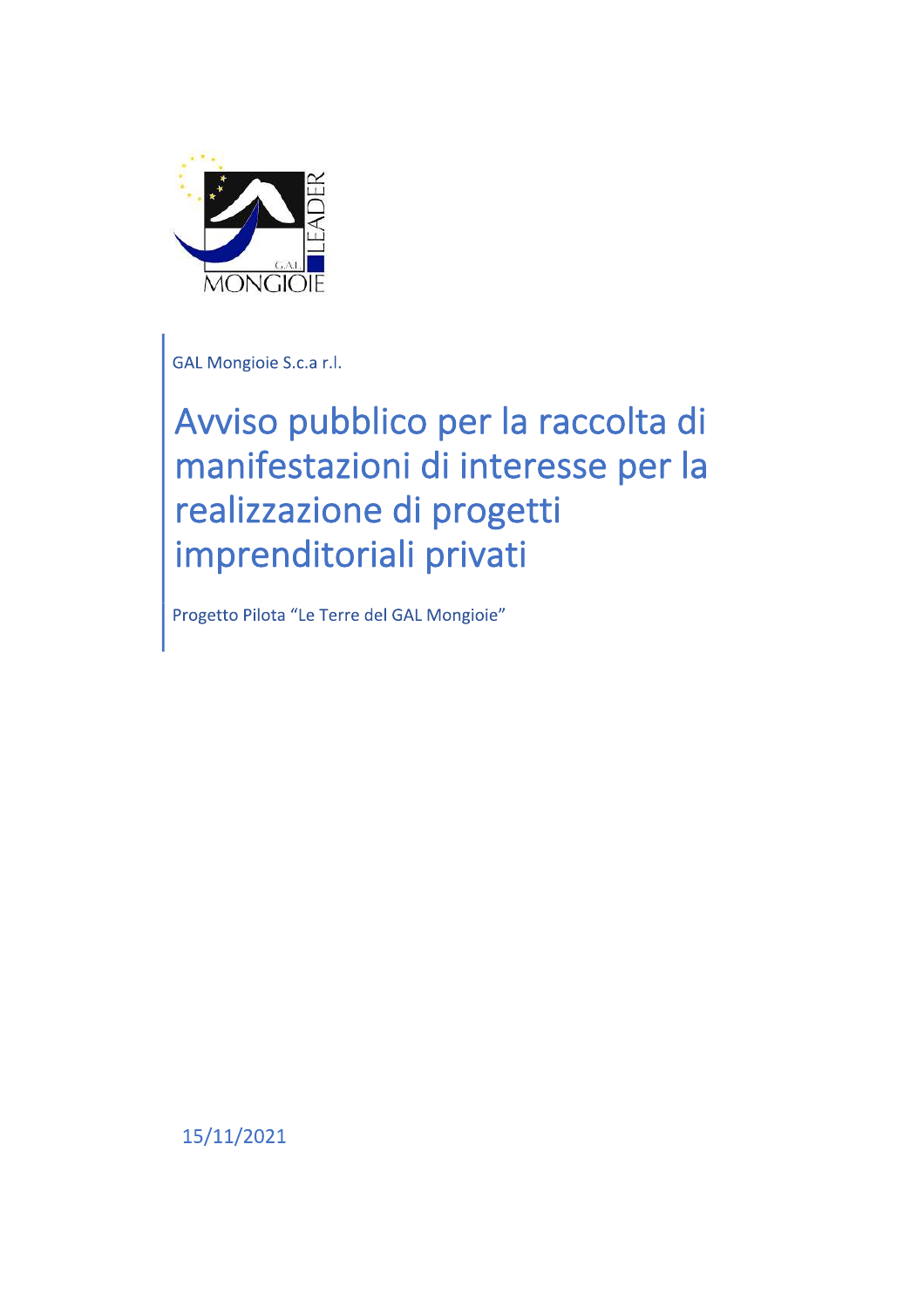GAL Mongioie S.c.a r.l.

# Avviso pubblico per la raccolta di manifestazioni di interesse per la realizzazione di progetti imprenditoriali privati

Progetto Pilota "Le Terre del GAL Mongioie"

15/11/2021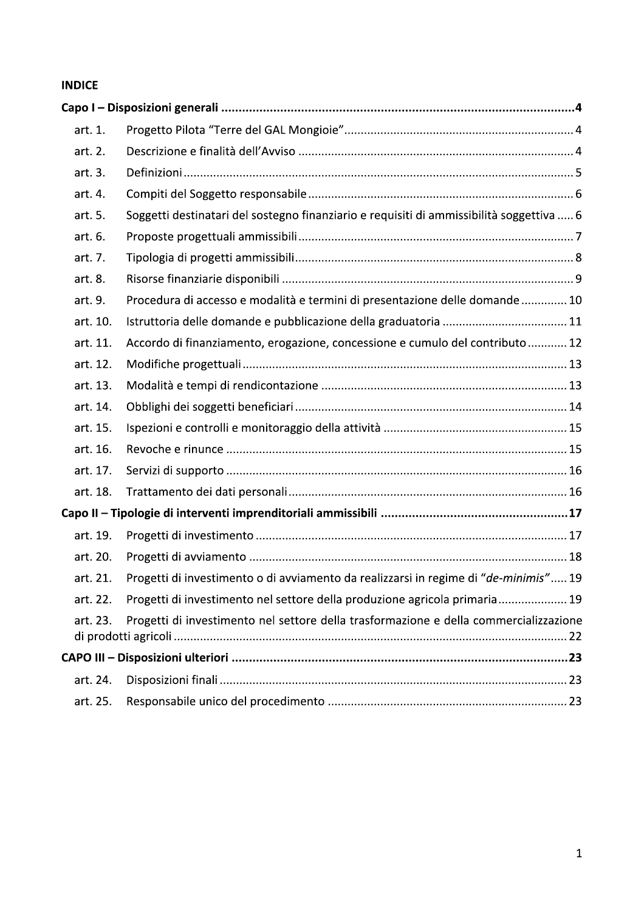**INDICE**

**Capo I – Disposizioni generali .......................................................................................................4**

art. 1. Progetto Pilota "Terre del GAL Mongioie" ...................................................................... 4

art. 2. Descrizione e finalità dell'Avviso ................................................................................... 4

art. 3. Definizioni ...................................................................................................................... 5

art. 4. Compiti del Soggetto responsabile ................................................................................ 6

art. 5. Soggetti destinatari del sostegno finanziario e requisiti di ammissibilità soggettiva ..... 6

art. 6. Proposte progettuali ammissibili .................................................................................... 7

art. 7. Tipologia di progetti ammissibili .................................................................................... 8

art. 8. Risorse finanziarie disponibili ........................................................................................ 9

art. 9. Procedura di accesso e modalità e termini di presentazione delle domande .............. 10

art. 10. Istruttoria delle domande e pubblicazione della graduatoria ...................................... 11

art. 11. Accordo di finanziamento, erogazione, concessione e cumulo del contributo ............ 12

art. 12. Modifiche progettuali .................................................................................................. 13

art. 13. Modalità e tempi di rendicontazione ........................................................................... 13

art. 14. Obblighi dei soggetti beneficiari .................................................................................. 14

art. 15. Ispezioni e controlli e monitoraggio della attività ........................................................ 15

art. 16. Revoche e rinunce ....................................................................................................... 15

art. 17. Servizi di supporto ....................................................................................................... 16

art. 18. Trattamento dei dati personali .................................................................................... 16

**Capo II – Tipologie di interventi imprenditoriali ammissibili ......................................................17**

art. 19. Progetti di investimento .............................................................................................. 17

art. 20. Progetti di avviamento ................................................................................................ 18

art. 21. Progetti di investimento o di avviamento da realizzarsi in regime di "*de-minimis*" ..... 19

art. 22. Progetti di investimento nel settore della produzione agricola primaria ..................... 19

art. 23. Progetti di investimento nel settore della trasformazione e della commercializzazione di prodotti agricoli ....................................................................................................................... 22

**CAPO III – Disposizioni ulteriori .................................................................................................23**

art. 24. Disposizioni finali ......................................................................................................... 23

art. 25. Responsabile unico del procedimento ......................................................................... 23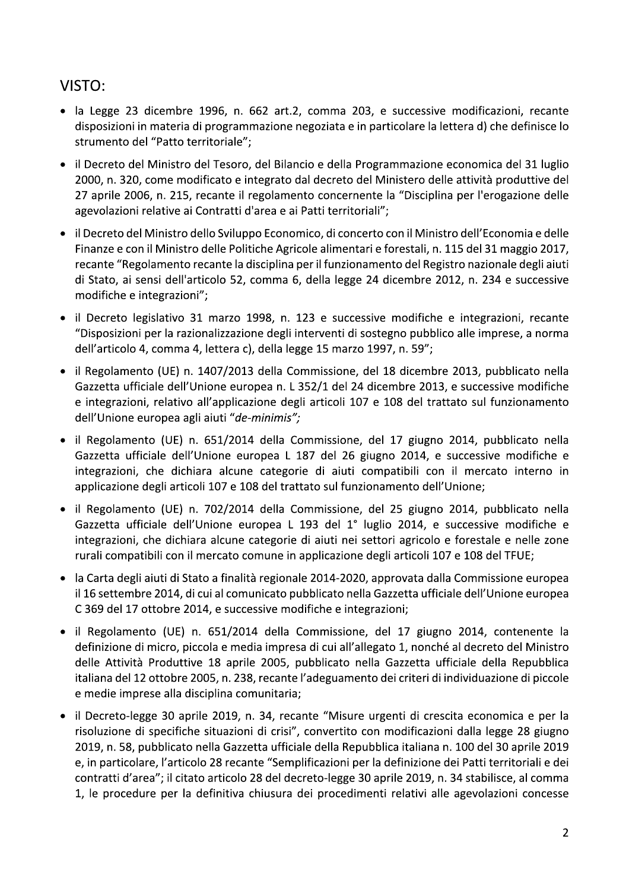## VISTO:

- la Legge 23 dicembre 1996, n. 662 art.2, comma 203, e successive modificazioni, recante disposizioni in materia di programmazione negoziata e in particolare la lettera d) che definisce lo strumento del "Patto territoriale";
- il Decreto del Ministro del Tesoro, del Bilancio e della Programmazione economica del 31 luglio 2000, n. 320, come modificato e integrato dal decreto del Ministero delle attività produttive del 27 aprile 2006, n. 215, recante il regolamento concernente la "Disciplina per l'erogazione delle agevolazioni relative ai Contratti d'area e ai Patti territoriali";
- il Decreto del Ministro dello Sviluppo Economico, di concerto con il Ministro dell'Economia e delle Finanze e con il Ministro delle Politiche Agricole alimentari e forestali, n. 115 del 31 maggio 2017, recante "Regolamento recante la disciplina per il funzionamento del Registro nazionale degli aiuti di Stato, ai sensi dell'articolo 52, comma 6, della legge 24 dicembre 2012, n. 234 e successive modifiche e integrazioni";
- il Decreto legislativo 31 marzo 1998, n. 123 e successive modifiche e integrazioni, recante "Disposizioni per la razionalizzazione degli interventi di sostegno pubblico alle imprese, a norma dell'articolo 4, comma 4, lettera c), della legge 15 marzo 1997, n. 59";
- il Regolamento (UE) n. 1407/2013 della Commissione, del 18 dicembre 2013, pubblicato nella Gazzetta ufficiale dell'Unione europea n. L 352/1 del 24 dicembre 2013, e successive modifiche e integrazioni, relativo all'applicazione degli articoli 107 e 108 del trattato sul funzionamento dell'Unione europea agli aiuti "*de-minimis";*
- il Regolamento (UE) n. 651/2014 della Commissione, del 17 giugno 2014, pubblicato nella Gazzetta ufficiale dell'Unione europea L 187 del 26 giugno 2014, e successive modifiche e integrazioni, che dichiara alcune categorie di aiuti compatibili con il mercato interno in applicazione degli articoli 107 e 108 del trattato sul funzionamento dell'Unione;
- il Regolamento (UE) n. 702/2014 della Commissione, del 25 giugno 2014, pubblicato nella Gazzetta ufficiale dell'Unione europea L 193 del 1° luglio 2014, e successive modifiche e integrazioni, che dichiara alcune categorie di aiuti nei settori agricolo e forestale e nelle zone rurali compatibili con il mercato comune in applicazione degli articoli 107 e 108 del TFUE;
- la Carta degli aiuti di Stato a finalità regionale 2014-2020, approvata dalla Commissione europea il 16 settembre 2014, di cui al comunicato pubblicato nella Gazzetta ufficiale dell'Unione europea C 369 del 17 ottobre 2014, e successive modifiche e integrazioni;
- il Regolamento (UE) n. 651/2014 della Commissione, del 17 giugno 2014, contenente la definizione di micro, piccola e media impresa di cui all'allegato 1, nonché al decreto del Ministro delle Attività Produttive 18 aprile 2005, pubblicato nella Gazzetta ufficiale della Repubblica italiana del 12 ottobre 2005, n. 238, recante l'adeguamento dei criteri di individuazione di piccole e medie imprese alla disciplina comunitaria;
- il Decreto-legge 30 aprile 2019, n. 34, recante "Misure urgenti di crescita economica e per la risoluzione di specifiche situazioni di crisi", convertito con modificazioni dalla legge 28 giugno 2019, n. 58, pubblicato nella Gazzetta ufficiale della Repubblica italiana n. 100 del 30 aprile 2019 e, in particolare, l'articolo 28 recante "Semplificazioni per la definizione dei Patti territoriali e dei contratti d'area"; il citato articolo 28 del decreto-legge 30 aprile 2019, n. 34 stabilisce, al comma 1, le procedure per la definitiva chiusura dei procedimenti relativi alle agevolazioni concesse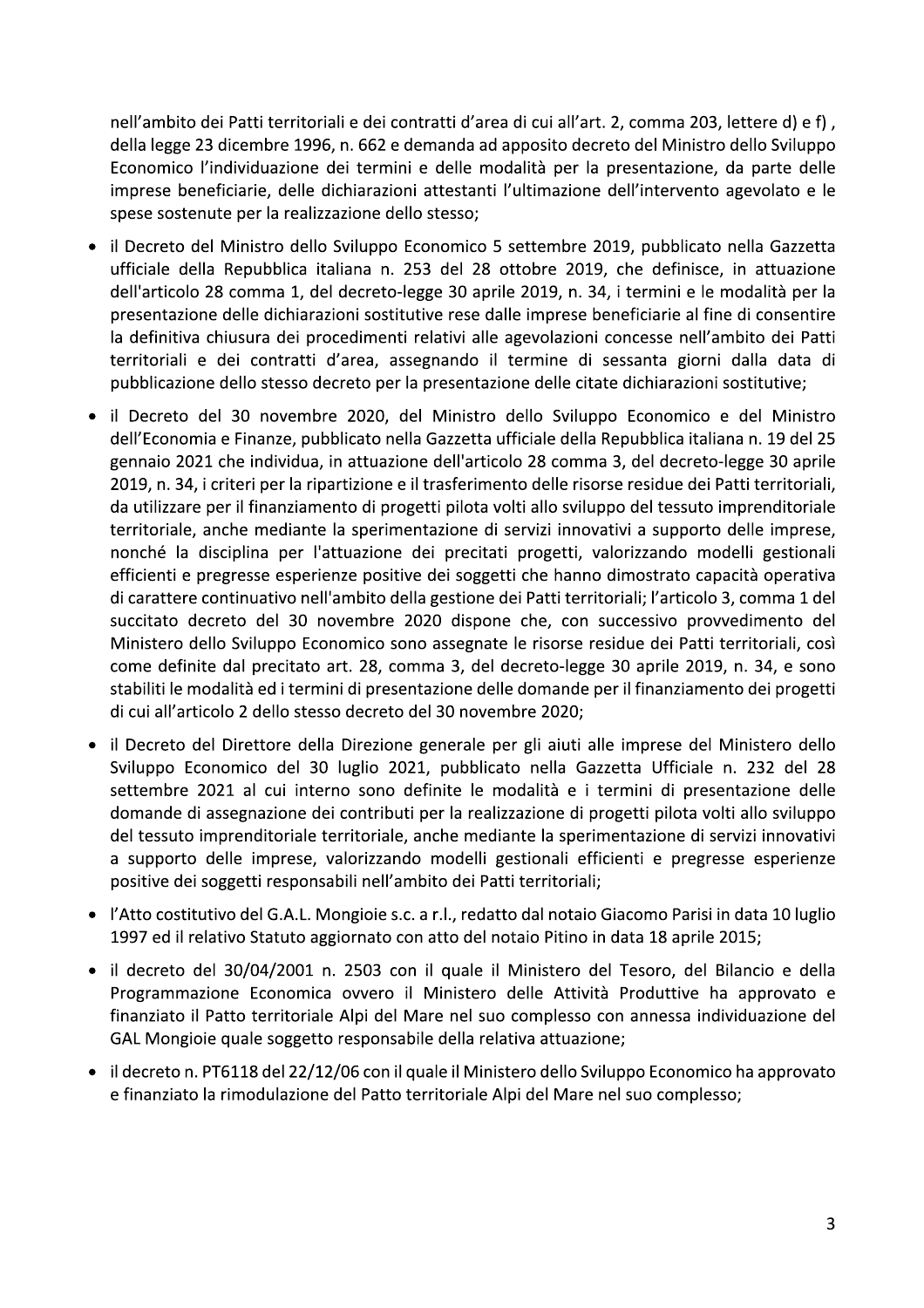nell'ambito dei Patti territoriali e dei contratti d'area di cui all'art. 2, comma 203, lettere d) e f) , della legge 23 dicembre 1996, n. 662 e demanda ad apposito decreto del Ministro dello Sviluppo Economico l'individuazione dei termini e delle modalità per la presentazione, da parte delle imprese beneficiarie, delle dichiarazioni attestanti l'ultimazione dell'intervento agevolato e le spese sostenute per la realizzazione dello stesso;

- il Decreto del Ministro dello Sviluppo Economico 5 settembre 2019, pubblicato nella Gazzetta ufficiale della Repubblica italiana n. 253 del 28 ottobre 2019, che definisce, in attuazione dell'articolo 28 comma 1, del decreto-legge 30 aprile 2019, n. 34, i termini e le modalità per la presentazione delle dichiarazioni sostitutive rese dalle imprese beneficiarie al fine di consentire la definitiva chiusura dei procedimenti relativi alle agevolazioni concesse nell'ambito dei Patti territoriali e dei contratti d'area, assegnando il termine di sessanta giorni dalla data di pubblicazione dello stesso decreto per la presentazione delle citate dichiarazioni sostitutive;
- il Decreto del 30 novembre 2020, del Ministro dello Sviluppo Economico e del Ministro dell'Economia e Finanze, pubblicato nella Gazzetta ufficiale della Repubblica italiana n. 19 del 25 gennaio 2021 che individua, in attuazione dell'articolo 28 comma 3, del decreto-legge 30 aprile 2019, n. 34, i criteri per la ripartizione e il trasferimento delle risorse residue dei Patti territoriali, da utilizzare per il finanziamento di progetti pilota volti allo sviluppo del tessuto imprenditoriale territoriale, anche mediante la sperimentazione di servizi innovativi a supporto delle imprese, nonché la disciplina per l'attuazione dei precitati progetti, valorizzando modelli gestionali efficienti e pregresse esperienze positive dei soggetti che hanno dimostrato capacità operativa di carattere continuativo nell'ambito della gestione dei Patti territoriali; l'articolo 3, comma 1 del succitato decreto del 30 novembre 2020 dispone che, con successivo provvedimento del Ministero dello Sviluppo Economico sono assegnate le risorse residue dei Patti territoriali, così come definite dal precitato art. 28, comma 3, del decreto-legge 30 aprile 2019, n. 34, e sono stabiliti le modalità ed i termini di presentazione delle domande per il finanziamento dei progetti di cui all'articolo 2 dello stesso decreto del 30 novembre 2020;
- il Decreto del Direttore della Direzione generale per gli aiuti alle imprese del Ministero dello Sviluppo Economico del 30 luglio 2021, pubblicato nella Gazzetta Ufficiale n. 232 del 28 settembre 2021 al cui interno sono definite le modalità e i termini di presentazione delle domande di assegnazione dei contributi per la realizzazione di progetti pilota volti allo sviluppo del tessuto imprenditoriale territoriale, anche mediante la sperimentazione di servizi innovativi a supporto delle imprese, valorizzando modelli gestionali efficienti e pregresse esperienze positive dei soggetti responsabili nell'ambito dei Patti territoriali;
- l'Atto costitutivo del G.A.L. Mongioie s.c. a r.l., redatto dal notaio Giacomo Parisi in data 10 luglio 1997 ed il relativo Statuto aggiornato con atto del notaio Pitino in data 18 aprile 2015;
- il decreto del 30/04/2001 n. 2503 con il quale il Ministero del Tesoro, del Bilancio e della Programmazione Economica ovvero il Ministero delle Attività Produttive ha approvato e finanziato il Patto territoriale Alpi del Mare nel suo complesso con annessa individuazione del GAL Mongioie quale soggetto responsabile della relativa attuazione;
- il decreto n. PT6118 del 22/12/06 con il quale il Ministero dello Sviluppo Economico ha approvato e finanziato la rimodulazione del Patto territoriale Alpi del Mare nel suo complesso;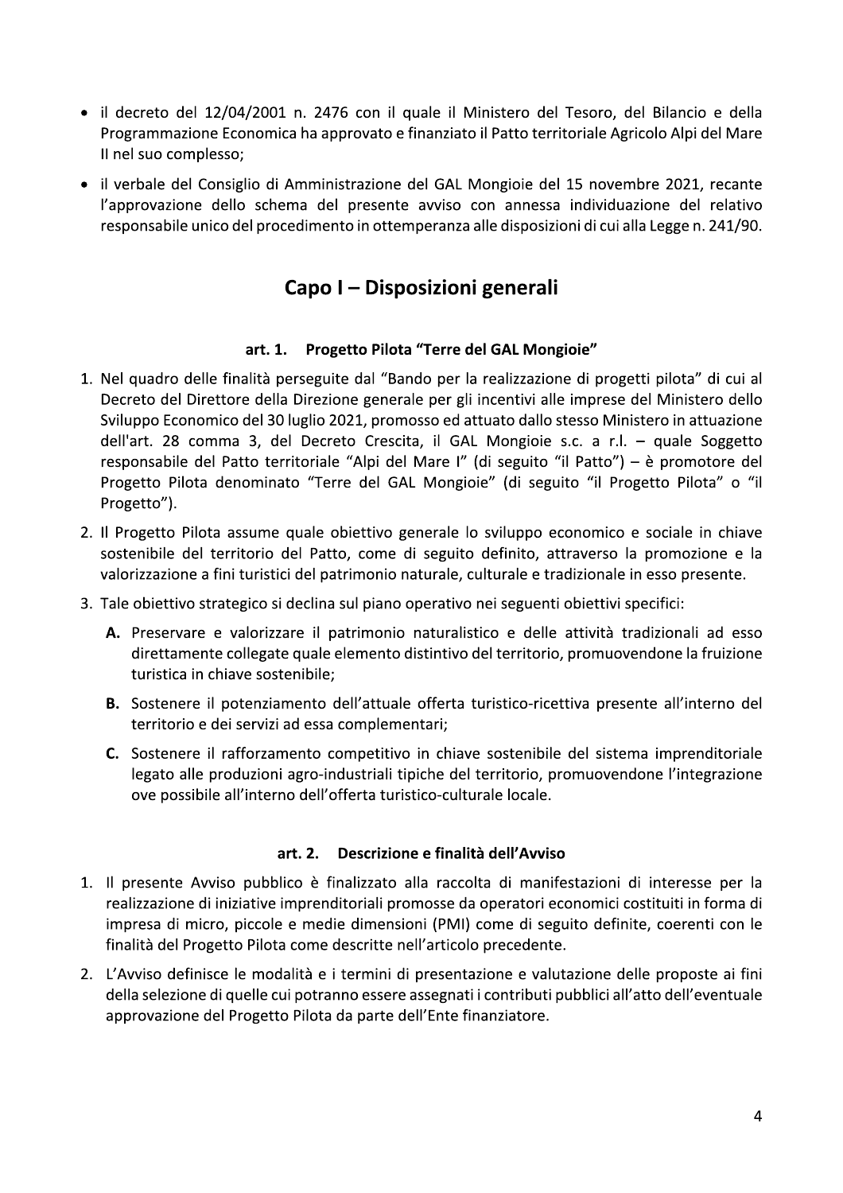- il decreto del 12/04/2001 n. 2476 con il quale il Ministero del Tesoro, del Bilancio e della Programmazione Economica ha approvato e finanziato il Patto territoriale Agricolo Alpi del Mare II nel suo complesso;
- il verbale del Consiglio di Amministrazione del GAL Mongioie del 15 novembre 2021, recante l'approvazione dello schema del presente avviso con annessa individuazione del relativo responsabile unico del procedimento in ottemperanza alle disposizioni di cui alla Legge n. 241/90.

## Capo I – Disposizioni generali

### art. 1. Progetto Pilota "Terre del GAL Mongioie"

1. Nel quadro delle finalità perseguite dal "Bando per la realizzazione di progetti pilota" di cui al Decreto del Direttore della Direzione generale per gli incentivi alle imprese del Ministero dello Sviluppo Economico del 30 luglio 2021, promosso ed attuato dallo stesso Ministero in attuazione dell'art. 28 comma 3, del Decreto Crescita, il GAL Mongioie s.c. a r.l. – quale Soggetto responsabile del Patto territoriale "Alpi del Mare I" (di seguito "il Patto") – è promotore del Progetto Pilota denominato "Terre del GAL Mongioie" (di seguito "il Progetto Pilota" o "il Progetto").
2. Il Progetto Pilota assume quale obiettivo generale lo sviluppo economico e sociale in chiave sostenibile del territorio del Patto, come di seguito definito, attraverso la promozione e la valorizzazione a fini turistici del patrimonio naturale, culturale e tradizionale in esso presente.
3. Tale obiettivo strategico si declina sul piano operativo nei seguenti obiettivi specifici:
   - **A.** Preservare e valorizzare il patrimonio naturalistico e delle attività tradizionali ad esso direttamente collegate quale elemento distintivo del territorio, promuovendone la fruizione turistica in chiave sostenibile;
   - **B.** Sostenere il potenziamento dell'attuale offerta turistico-ricettiva presente all'interno del territorio e dei servizi ad essa complementari;
   - **C.** Sostenere il rafforzamento competitivo in chiave sostenibile del sistema imprenditoriale legato alle produzioni agro-industriali tipiche del territorio, promuovendone l'integrazione ove possibile all'interno dell'offerta turistico-culturale locale.

### art. 2. Descrizione e finalità dell'Avviso

1. Il presente Avviso pubblico è finalizzato alla raccolta di manifestazioni di interesse per la realizzazione di iniziative imprenditoriali promosse da operatori economici costituiti in forma di impresa di micro, piccole e medie dimensioni (PMI) come di seguito definite, coerenti con le finalità del Progetto Pilota come descritte nell'articolo precedente.
2. L'Avviso definisce le modalità e i termini di presentazione e valutazione delle proposte ai fini della selezione di quelle cui potranno essere assegnati i contributi pubblici all'atto dell'eventuale approvazione del Progetto Pilota da parte dell'Ente finanziatore.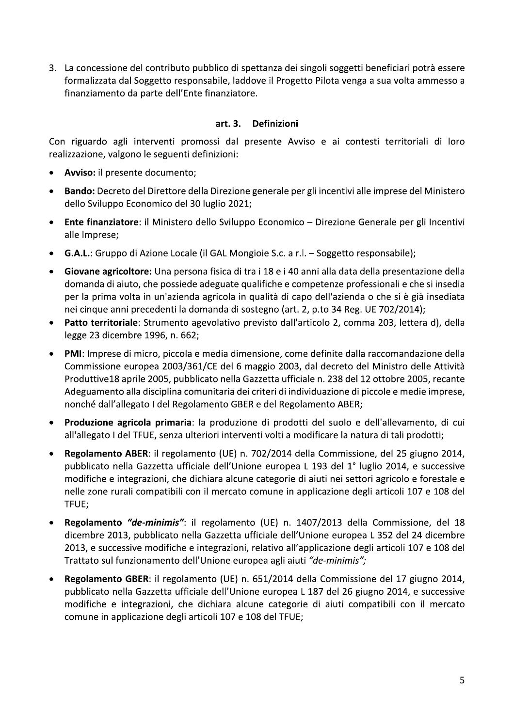3. La concessione del contributo pubblico di spettanza dei singoli soggetti beneficiari potrà essere formalizzata dal Soggetto responsabile, laddove il Progetto Pilota venga a sua volta ammesso a finanziamento da parte dell'Ente finanziatore.

### art. 3. Definizioni

Con riguardo agli interventi promossi dal presente Avviso e ai contesti territoriali di loro realizzazione, valgono le seguenti definizioni:

- **Avviso:** il presente documento;
- **Bando:** Decreto del Direttore della Direzione generale per gli incentivi alle imprese del Ministero dello Sviluppo Economico del 30 luglio 2021;
- **Ente finanziatore**: il Ministero dello Sviluppo Economico – Direzione Generale per gli Incentivi alle Imprese;
- **G.A.L.**: Gruppo di Azione Locale (il GAL Mongioie S.c. a r.l. – Soggetto responsabile);
- **Giovane agricoltore:** Una persona fisica di tra i 18 e i 40 anni alla data della presentazione della domanda di aiuto, che possiede adeguate qualifiche e competenze professionali e che si insedia per la prima volta in un'azienda agricola in qualità di capo dell'azienda o che si è già insediata nei cinque anni precedenti la domanda di sostegno (art. 2, p.to 34 Reg. UE 702/2014);
- **Patto territoriale**: Strumento agevolativo previsto dall'articolo 2, comma 203, lettera d), della legge 23 dicembre 1996, n. 662;
- **PMI**: Imprese di micro, piccola e media dimensione, come definite dalla raccomandazione della Commissione europea 2003/361/CE del 6 maggio 2003, dal decreto del Ministro delle Attività Produttive18 aprile 2005, pubblicato nella Gazzetta ufficiale n. 238 del 12 ottobre 2005, recante Adeguamento alla disciplina comunitaria dei criteri di individuazione di piccole e medie imprese, nonché dall'allegato I del Regolamento GBER e del Regolamento ABER;
- **Produzione agricola primaria**: la produzione di prodotti del suolo e dell'allevamento, di cui all'allegato I del TFUE, senza ulteriori interventi volti a modificare la natura di tali prodotti;
- **Regolamento ABER**: il regolamento (UE) n. 702/2014 della Commissione, del 25 giugno 2014, pubblicato nella Gazzetta ufficiale dell'Unione europea L 193 del 1° luglio 2014, e successive modifiche e integrazioni, che dichiara alcune categorie di aiuti nei settori agricolo e forestale e nelle zone rurali compatibili con il mercato comune in applicazione degli articoli 107 e 108 del TFUE;
- **Regolamento *"de-minimis"***: il regolamento (UE) n. 1407/2013 della Commissione, del 18 dicembre 2013, pubblicato nella Gazzetta ufficiale dell'Unione europea L 352 del 24 dicembre 2013, e successive modifiche e integrazioni, relativo all'applicazione degli articoli 107 e 108 del Trattato sul funzionamento dell'Unione europea agli aiuti *"de-minimis";*
- **Regolamento GBER**: il regolamento (UE) n. 651/2014 della Commissione del 17 giugno 2014, pubblicato nella Gazzetta ufficiale dell'Unione europea L 187 del 26 giugno 2014, e successive modifiche e integrazioni, che dichiara alcune categorie di aiuti compatibili con il mercato comune in applicazione degli articoli 107 e 108 del TFUE;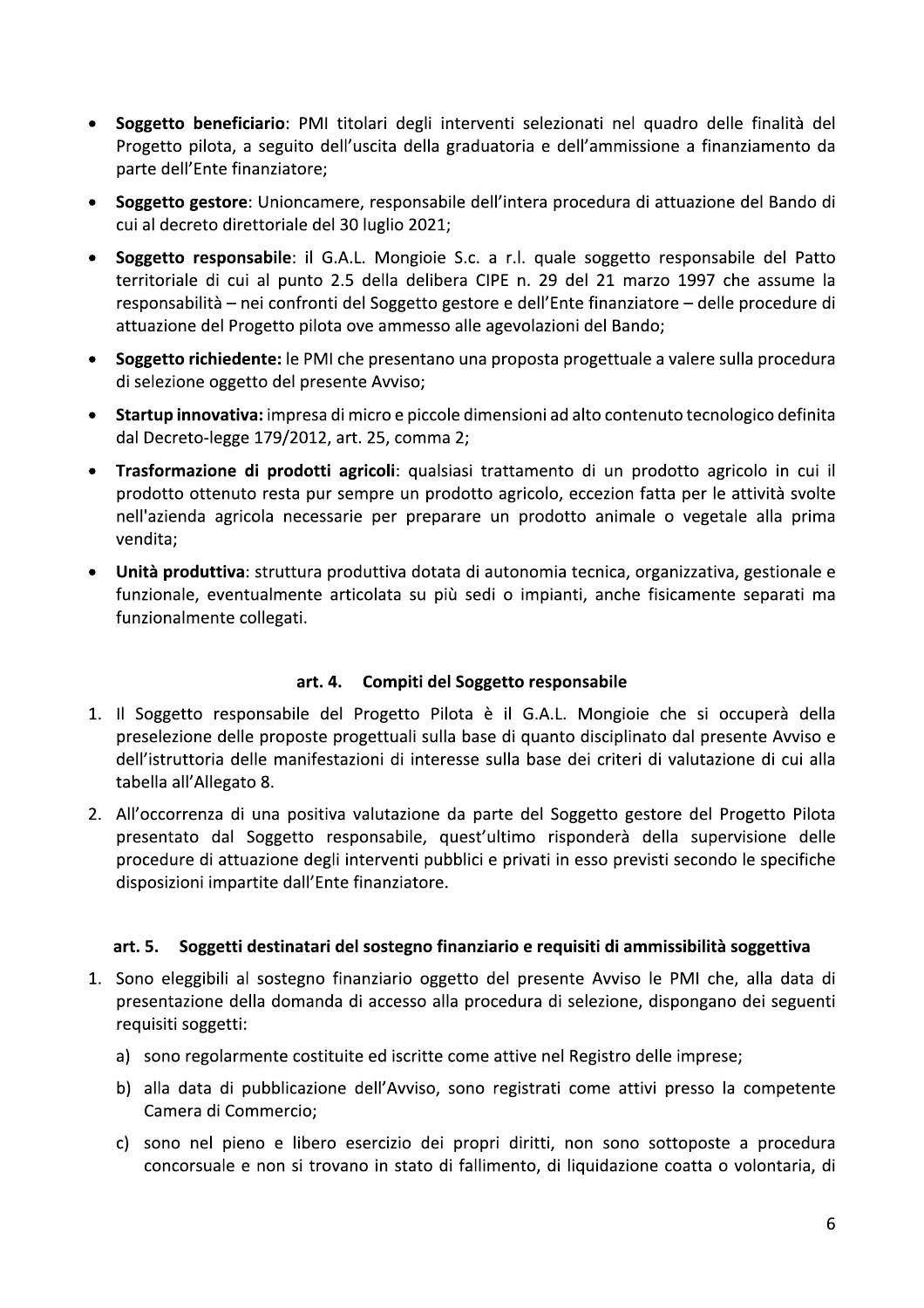- **Soggetto beneficiario**: PMI titolari degli interventi selezionati nel quadro delle finalità del Progetto pilota, a seguito dell'uscita della graduatoria e dell'ammissione a finanziamento da parte dell'Ente finanziatore;
- **Soggetto gestore**: Unioncamere, responsabile dell'intera procedura di attuazione del Bando di cui al decreto direttoriale del 30 luglio 2021;
- **Soggetto responsabile**: il G.A.L. Mongioie S.c. a r.l. quale soggetto responsabile del Patto territoriale di cui al punto 2.5 della delibera CIPE n. 29 del 21 marzo 1997 che assume la responsabilità – nei confronti del Soggetto gestore e dell'Ente finanziatore – delle procedure di attuazione del Progetto pilota ove ammesso alle agevolazioni del Bando;
- **Soggetto richiedente:** le PMI che presentano una proposta progettuale a valere sulla procedura di selezione oggetto del presente Avviso;
- **Startup innovativa:** impresa di micro e piccole dimensioni ad alto contenuto tecnologico definita dal Decreto-legge 179/2012, art. 25, comma 2;
- **Trasformazione di prodotti agricoli**: qualsiasi trattamento di un prodotto agricolo in cui il prodotto ottenuto resta pur sempre un prodotto agricolo, eccezion fatta per le attività svolte nell'azienda agricola necessarie per preparare un prodotto animale o vegetale alla prima vendita;
- **Unità produttiva**: struttura produttiva dotata di autonomia tecnica, organizzativa, gestionale e funzionale, eventualmente articolata su più sedi o impianti, anche fisicamente separati ma funzionalmente collegati.

### art. 4. Compiti del Soggetto responsabile

1. Il Soggetto responsabile del Progetto Pilota è il G.A.L. Mongioie che si occuperà della preselezione delle proposte progettuali sulla base di quanto disciplinato dal presente Avviso e dell'istruttoria delle manifestazioni di interesse sulla base dei criteri di valutazione di cui alla tabella all'Allegato 8.
2. All'occorrenza di una positiva valutazione da parte del Soggetto gestore del Progetto Pilota presentato dal Soggetto responsabile, quest'ultimo risponderà della supervisione delle procedure di attuazione degli interventi pubblici e privati in esso previsti secondo le specifiche disposizioni impartite dall'Ente finanziatore.

### art. 5. Soggetti destinatari del sostegno finanziario e requisiti di ammissibilità soggettiva

1. Sono eleggibili al sostegno finanziario oggetto del presente Avviso le PMI che, alla data di presentazione della domanda di accesso alla procedura di selezione, dispongano dei seguenti requisiti soggetti:
   a) sono regolarmente costituite ed iscritte come attive nel Registro delle imprese;
   b) alla data di pubblicazione dell'Avviso, sono registrati come attivi presso la competente Camera di Commercio;
   c) sono nel pieno e libero esercizio dei propri diritti, non sono sottoposte a procedura concorsuale e non si trovano in stato di fallimento, di liquidazione coatta o volontaria, di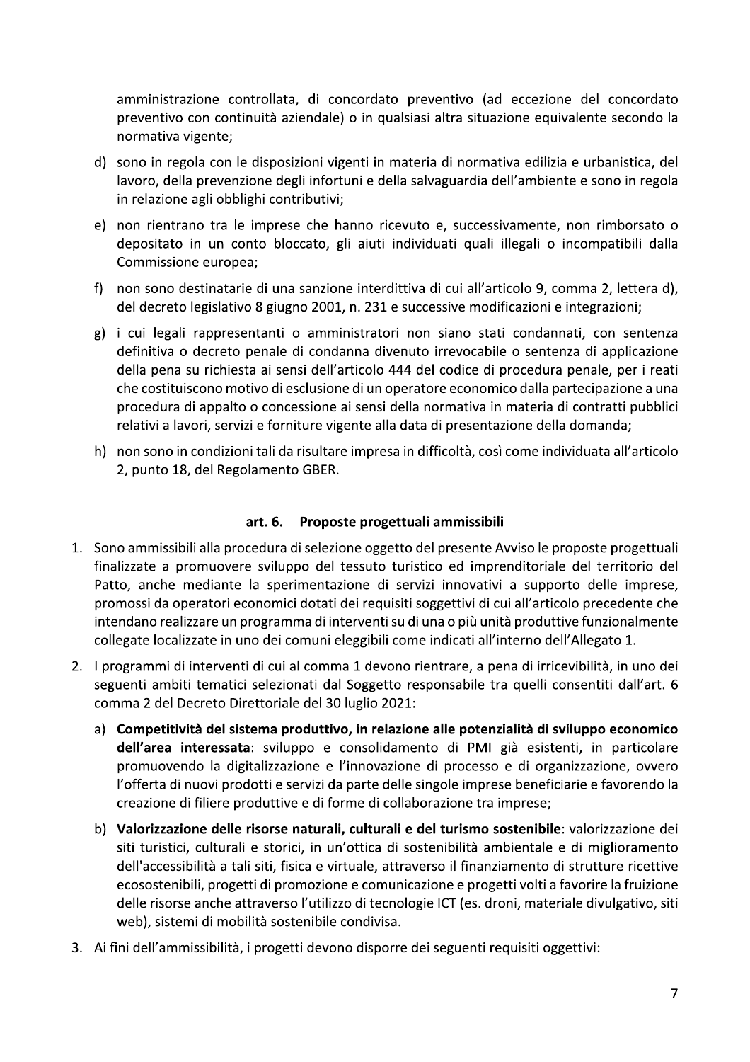amministrazione controllata, di concordato preventivo (ad eccezione del concordato preventivo con continuità aziendale) o in qualsiasi altra situazione equivalente secondo la normativa vigente;

d) sono in regola con le disposizioni vigenti in materia di normativa edilizia e urbanistica, del lavoro, della prevenzione degli infortuni e della salvaguardia dell'ambiente e sono in regola in relazione agli obblighi contributivi;

e) non rientrano tra le imprese che hanno ricevuto e, successivamente, non rimborsato o depositato in un conto bloccato, gli aiuti individuati quali illegali o incompatibili dalla Commissione europea;

f) non sono destinatarie di una sanzione interdittiva di cui all'articolo 9, comma 2, lettera d), del decreto legislativo 8 giugno 2001, n. 231 e successive modificazioni e integrazioni;

g) i cui legali rappresentanti o amministratori non siano stati condannati, con sentenza definitiva o decreto penale di condanna divenuto irrevocabile o sentenza di applicazione della pena su richiesta ai sensi dell'articolo 444 del codice di procedura penale, per i reati che costituiscono motivo di esclusione di un operatore economico dalla partecipazione a una procedura di appalto o concessione ai sensi della normativa in materia di contratti pubblici relativi a lavori, servizi e forniture vigente alla data di presentazione della domanda;

h) non sono in condizioni tali da risultare impresa in difficoltà, così come individuata all'articolo 2, punto 18, del Regolamento GBER.

### art. 6. Proposte progettuali ammissibili

1. Sono ammissibili alla procedura di selezione oggetto del presente Avviso le proposte progettuali finalizzate a promuovere sviluppo del tessuto turistico ed imprenditoriale del territorio del Patto, anche mediante la sperimentazione di servizi innovativi a supporto delle imprese, promossi da operatori economici dotati dei requisiti soggettivi di cui all'articolo precedente che intendano realizzare un programma di interventi su di una o più unità produttive funzionalmente collegate localizzate in uno dei comuni eleggibili come indicati all'interno dell'Allegato 1.

2. I programmi di interventi di cui al comma 1 devono rientrare, a pena di irricevibilità, in uno dei seguenti ambiti tematici selezionati dal Soggetto responsabile tra quelli consentiti dall'art. 6 comma 2 del Decreto Direttoriale del 30 luglio 2021:

   a) **Competitività del sistema produttivo, in relazione alle potenzialità di sviluppo economico dell'area interessata**: sviluppo e consolidamento di PMI già esistenti, in particolare promuovendo la digitalizzazione e l'innovazione di processo e di organizzazione, ovvero l'offerta di nuovi prodotti e servizi da parte delle singole imprese beneficiarie e favorendo la creazione di filiere produttive e di forme di collaborazione tra imprese;

   b) **Valorizzazione delle risorse naturali, culturali e del turismo sostenibile**: valorizzazione dei siti turistici, culturali e storici, in un'ottica di sostenibilità ambientale e di miglioramento dell'accessibilità a tali siti, fisica e virtuale, attraverso il finanziamento di strutture ricettive ecosostenibili, progetti di promozione e comunicazione e progetti volti a favorire la fruizione delle risorse anche attraverso l'utilizzo di tecnologie ICT (es. droni, materiale divulgativo, siti web), sistemi di mobilità sostenibile condivisa.

3. Ai fini dell'ammissibilità, i progetti devono disporre dei seguenti requisiti oggettivi: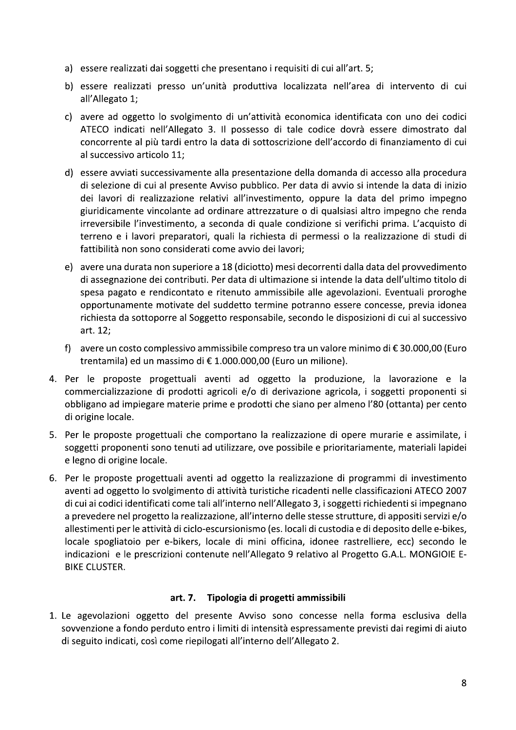a) essere realizzati dai soggetti che presentano i requisiti di cui all'art. 5;

b) essere realizzati presso un'unità produttiva localizzata nell'area di intervento di cui all'Allegato 1;

c) avere ad oggetto lo svolgimento di un'attività economica identificata con uno dei codici ATECO indicati nell'Allegato 3. Il possesso di tale codice dovrà essere dimostrato dal concorrente al più tardi entro la data di sottoscrizione dell'accordo di finanziamento di cui al successivo articolo 11;

d) essere avviati successivamente alla presentazione della domanda di accesso alla procedura di selezione di cui al presente Avviso pubblico. Per data di avvio si intende la data di inizio dei lavori di realizzazione relativi all'investimento, oppure la data del primo impegno giuridicamente vincolante ad ordinare attrezzature o di qualsiasi altro impegno che renda irreversibile l'investimento, a seconda di quale condizione si verifichi prima. L'acquisto di terreno e i lavori preparatori, quali la richiesta di permessi o la realizzazione di studi di fattibilità non sono considerati come avvio dei lavori;

e) avere una durata non superiore a 18 (diciotto) mesi decorrenti dalla data del provvedimento di assegnazione dei contributi. Per data di ultimazione si intende la data dell'ultimo titolo di spesa pagato e rendicontato e ritenuto ammissibile alle agevolazioni. Eventuali proroghe opportunamente motivate del suddetto termine potranno essere concesse, previa idonea richiesta da sottoporre al Soggetto responsabile, secondo le disposizioni di cui al successivo art. 12;

f) avere un costo complessivo ammissibile compreso tra un valore minimo di € 30.000,00 (Euro trentamila) ed un massimo di € 1.000.000,00 (Euro un milione).

4. Per le proposte progettuali aventi ad oggetto la produzione, la lavorazione e la commercializzazione di prodotti agricoli e/o di derivazione agricola, i soggetti proponenti si obbligano ad impiegare materie prime e prodotti che siano per almeno l'80 (ottanta) per cento di origine locale.

5. Per le proposte progettuali che comportano la realizzazione di opere murarie e assimilate, i soggetti proponenti sono tenuti ad utilizzare, ove possibile e prioritariamente, materiali lapidei e legno di origine locale.

6. Per le proposte progettuali aventi ad oggetto la realizzazione di programmi di investimento aventi ad oggetto lo svolgimento di attività turistiche ricadenti nelle classificazioni ATECO 2007 di cui ai codici identificati come tali all'interno nell'Allegato 3, i soggetti richiedenti si impegnano a prevedere nel progetto la realizzazione, all'interno delle stesse strutture, di appositi servizi e/o allestimenti per le attività di ciclo-escursionismo (es. locali di custodia e di deposito delle e-bikes, locale spogliatoio per e-bikers, locale di mini officina, idonee rastrelliere, ecc) secondo le indicazioni e le prescrizioni contenute nell'Allegato 9 relativo al Progetto G.A.L. MONGIOIE E-BIKE CLUSTER.

### art. 7. Tipologia di progetti ammissibili

1. Le agevolazioni oggetto del presente Avviso sono concesse nella forma esclusiva della sovvenzione a fondo perduto entro i limiti di intensità espressamente previsti dai regimi di aiuto di seguito indicati, così come riepilogati all'interno dell'Allegato 2.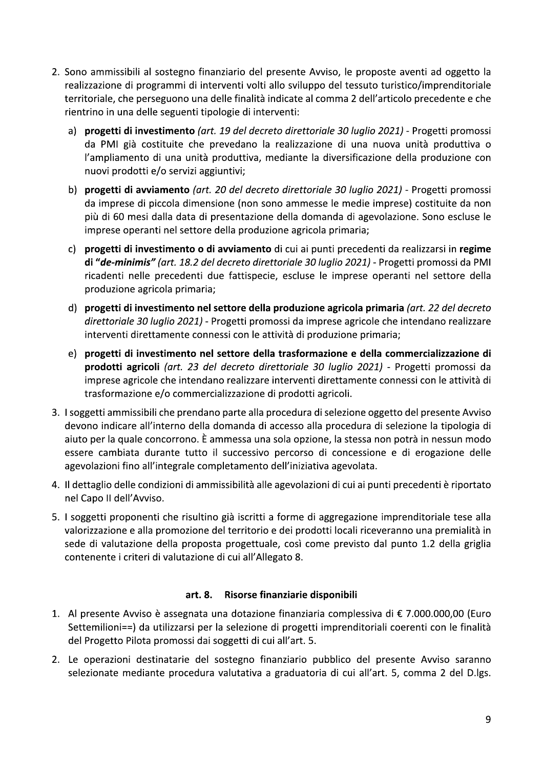2. Sono ammissibili al sostegno finanziario del presente Avviso, le proposte aventi ad oggetto la realizzazione di programmi di interventi volti allo sviluppo del tessuto turistico/imprenditoriale territoriale, che perseguono una delle finalità indicate al comma 2 dell'articolo precedente e che rientrino in una delle seguenti tipologie di interventi:

   a) **progetti di investimento** *(art. 19 del decreto direttoriale 30 luglio 2021)* - Progetti promossi da PMI già costituite che prevedano la realizzazione di una nuova unità produttiva o l'ampliamento di una unità produttiva, mediante la diversificazione della produzione con nuovi prodotti e/o servizi aggiuntivi;

   b) **progetti di avviamento** *(art. 20 del decreto direttoriale 30 luglio 2021)* - Progetti promossi da imprese di piccola dimensione (non sono ammesse le medie imprese) costituite da non più di 60 mesi dalla data di presentazione della domanda di agevolazione. Sono escluse le imprese operanti nel settore della produzione agricola primaria;

   c) **progetti di investimento o di avviamento** di cui ai punti precedenti da realizzarsi in **regime di "*de-minimis*"** *(art. 18.2 del decreto direttoriale 30 luglio 2021)* - Progetti promossi da PMI ricadenti nelle precedenti due fattispecie, escluse le imprese operanti nel settore della produzione agricola primaria;

   d) **progetti di investimento nel settore della produzione agricola primaria** *(art. 22 del decreto direttoriale 30 luglio 2021)* - Progetti promossi da imprese agricole che intendano realizzare interventi direttamente connessi con le attività di produzione primaria;

   e) **progetti di investimento nel settore della trasformazione e della commercializzazione di prodotti agricoli** *(art. 23 del decreto direttoriale 30 luglio 2021)* - Progetti promossi da imprese agricole che intendano realizzare interventi direttamente connessi con le attività di trasformazione e/o commercializzazione di prodotti agricoli.

3. I soggetti ammissibili che prendano parte alla procedura di selezione oggetto del presente Avviso devono indicare all'interno della domanda di accesso alla procedura di selezione la tipologia di aiuto per la quale concorrono. È ammessa una sola opzione, la stessa non potrà in nessun modo essere cambiata durante tutto il successivo percorso di concessione e di erogazione delle agevolazioni fino all'integrale completamento dell'iniziativa agevolata.

4. Il dettaglio delle condizioni di ammissibilità alle agevolazioni di cui ai punti precedenti è riportato nel Capo II dell'Avviso.

5. I soggetti proponenti che risultino già iscritti a forme di aggregazione imprenditoriale tese alla valorizzazione e alla promozione del territorio e dei prodotti locali riceveranno una premialità in sede di valutazione della proposta progettuale, così come previsto dal punto 1.2 della griglia contenente i criteri di valutazione di cui all'Allegato 8.

### art. 8. Risorse finanziarie disponibili

1. Al presente Avviso è assegnata una dotazione finanziaria complessiva di € 7.000.000,00 (Euro Settemilioni==) da utilizzarsi per la selezione di progetti imprenditoriali coerenti con le finalità del Progetto Pilota promossi dai soggetti di cui all'art. 5.

2. Le operazioni destinatarie del sostegno finanziario pubblico del presente Avviso saranno selezionate mediante procedura valutativa a graduatoria di cui all'art. 5, comma 2 del D.lgs.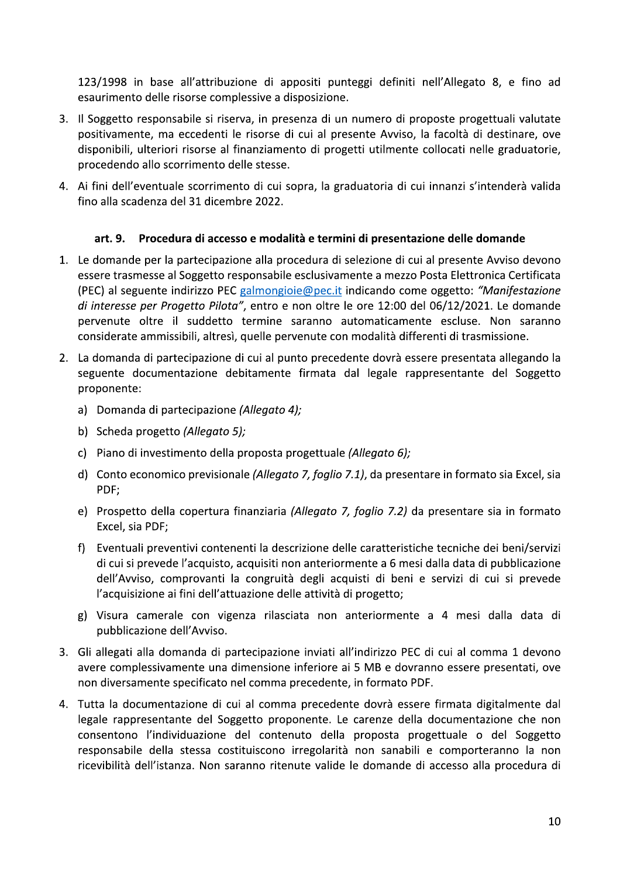123/1998 in base all'attribuzione di appositi punteggi definiti nell'Allegato 8, e fino ad esaurimento delle risorse complessive a disposizione.

3. Il Soggetto responsabile si riserva, in presenza di un numero di proposte progettuali valutate positivamente, ma eccedenti le risorse di cui al presente Avviso, la facoltà di destinare, ove disponibili, ulteriori risorse al finanziamento di progetti utilmente collocati nelle graduatorie, procedendo allo scorrimento delle stesse.
4. Ai fini dell'eventuale scorrimento di cui sopra, la graduatoria di cui innanzi s'intenderà valida fino alla scadenza del 31 dicembre 2022.

### art. 9. Procedura di accesso e modalità e termini di presentazione delle domande

1. Le domande per la partecipazione alla procedura di selezione di cui al presente Avviso devono essere trasmesse al Soggetto responsabile esclusivamente a mezzo Posta Elettronica Certificata (PEC) al seguente indirizzo PEC galmongioie@pec.it indicando come oggetto: *"Manifestazione di interesse per Progetto Pilota"*, entro e non oltre le ore 12:00 del 06/12/2021. Le domande pervenute oltre il suddetto termine saranno automaticamente escluse. Non saranno considerate ammissibili, altresì, quelle pervenute con modalità differenti di trasmissione.
2. La domanda di partecipazione di cui al punto precedente dovrà essere presentata allegando la seguente documentazione debitamente firmata dal legale rappresentante del Soggetto proponente:
   a) Domanda di partecipazione *(Allegato 4);*
   b) Scheda progetto *(Allegato 5);*
   c) Piano di investimento della proposta progettuale *(Allegato 6);*
   d) Conto economico previsionale *(Allegato 7, foglio 7.1)*, da presentare in formato sia Excel, sia PDF;
   e) Prospetto della copertura finanziaria *(Allegato 7, foglio 7.2)* da presentare sia in formato Excel, sia PDF;
   f) Eventuali preventivi contenenti la descrizione delle caratteristiche tecniche dei beni/servizi di cui si prevede l'acquisto, acquisiti non anteriormente a 6 mesi dalla data di pubblicazione dell'Avviso, comprovanti la congruità degli acquisti di beni e servizi di cui si prevede l'acquisizione ai fini dell'attuazione delle attività di progetto;
   g) Visura camerale con vigenza rilasciata non anteriormente a 4 mesi dalla data di pubblicazione dell'Avviso.
3. Gli allegati alla domanda di partecipazione inviati all'indirizzo PEC di cui al comma 1 devono avere complessivamente una dimensione inferiore ai 5 MB e dovranno essere presentati, ove non diversamente specificato nel comma precedente, in formato PDF.
4. Tutta la documentazione di cui al comma precedente dovrà essere firmata digitalmente dal legale rappresentante del Soggetto proponente. Le carenze della documentazione che non consentono l'individuazione del contenuto della proposta progettuale o del Soggetto responsabile della stessa costituiscono irregolarità non sanabili e comporteranno la non ricevibilità dell'istanza. Non saranno ritenute valide le domande di accesso alla procedura di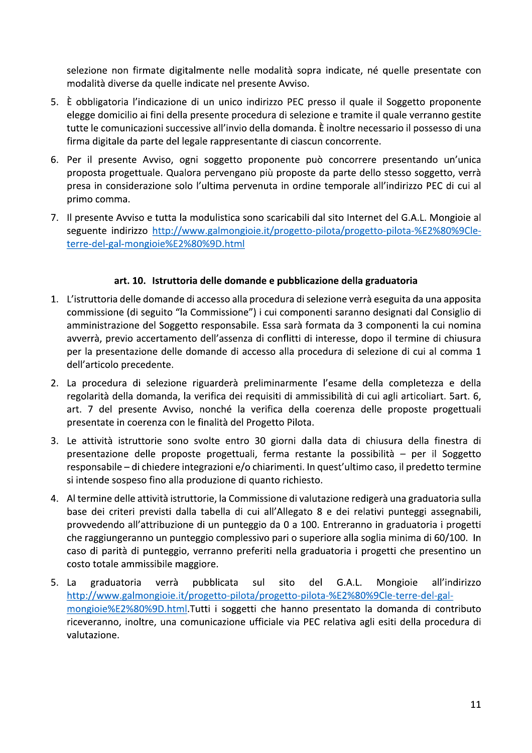selezione non firmate digitalmente nelle modalità sopra indicate, né quelle presentate con modalità diverse da quelle indicate nel presente Avviso.

5. È obbligatoria l'indicazione di un unico indirizzo PEC presso il quale il Soggetto proponente elegge domicilio ai fini della presente procedura di selezione e tramite il quale verranno gestite tutte le comunicazioni successive all'invio della domanda. È inoltre necessario il possesso di una firma digitale da parte del legale rappresentante di ciascun concorrente.
6. Per il presente Avviso, ogni soggetto proponente può concorrere presentando un'unica proposta progettuale. Qualora pervengano più proposte da parte dello stesso soggetto, verrà presa in considerazione solo l'ultima pervenuta in ordine temporale all'indirizzo PEC di cui al primo comma.
7. Il presente Avviso e tutta la modulistica sono scaricabili dal sito Internet del G.A.L. Mongioie al seguente indirizzo http://www.galmongioie.it/progetto-pilota/progetto-pilota-%E2%80%9Cle-terre-del-gal-mongioie%E2%80%9D.html

### art. 10. Istruttoria delle domande e pubblicazione della graduatoria

1. L'istruttoria delle domande di accesso alla procedura di selezione verrà eseguita da una apposita commissione (di seguito "la Commissione") i cui componenti saranno designati dal Consiglio di amministrazione del Soggetto responsabile. Essa sarà formata da 3 componenti la cui nomina avverrà, previo accertamento dell'assenza di conflitti di interesse, dopo il termine di chiusura per la presentazione delle domande di accesso alla procedura di selezione di cui al comma 1 dell'articolo precedente.
2. La procedura di selezione riguarderà preliminarmente l'esame della completezza e della regolarità della domanda, la verifica dei requisiti di ammissibilità di cui agli articoliart. 5art. 6, art. 7 del presente Avviso, nonché la verifica della coerenza delle proposte progettuali presentate in coerenza con le finalità del Progetto Pilota.
3. Le attività istruttorie sono svolte entro 30 giorni dalla data di chiusura della finestra di presentazione delle proposte progettuali, ferma restante la possibilità – per il Soggetto responsabile – di chiedere integrazioni e/o chiarimenti. In quest'ultimo caso, il predetto termine si intende sospeso fino alla produzione di quanto richiesto.
4. Al termine delle attività istruttorie, la Commissione di valutazione redigerà una graduatoria sulla base dei criteri previsti dalla tabella di cui all'Allegato 8 e dei relativi punteggi assegnabili, provvedendo all'attribuzione di un punteggio da 0 a 100. Entreranno in graduatoria i progetti che raggiungeranno un punteggio complessivo pari o superiore alla soglia minima di 60/100. In caso di parità di punteggio, verranno preferiti nella graduatoria i progetti che presentino un costo totale ammissibile maggiore.
5. La graduatoria verrà pubblicata sul sito del G.A.L. Mongioie all'indirizzo http://www.galmongioie.it/progetto-pilota/progetto-pilota-%E2%80%9Cle-terre-del-gal-mongioie%E2%80%9D.html.Tutti i soggetti che hanno presentato la domanda di contributo riceveranno, inoltre, una comunicazione ufficiale via PEC relativa agli esiti della procedura di valutazione.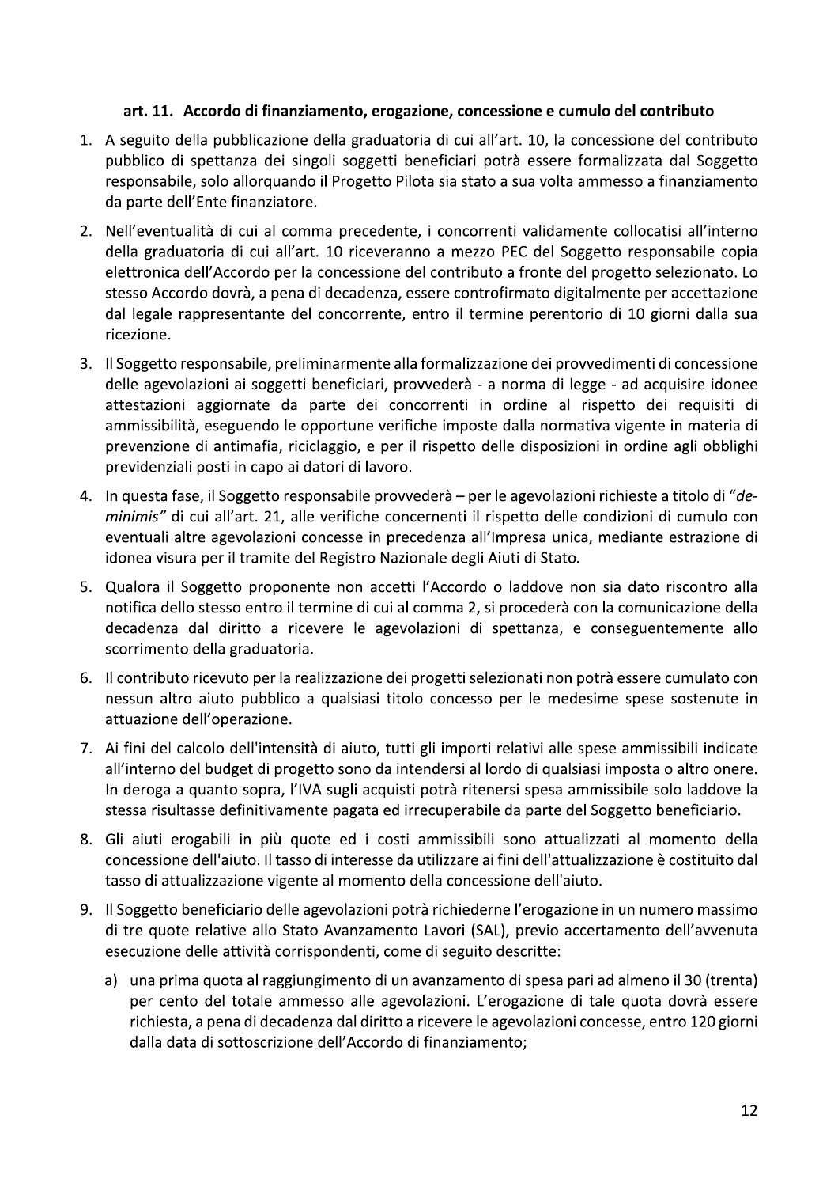### art. 11. Accordo di finanziamento, erogazione, concessione e cumulo del contributo

1. A seguito della pubblicazione della graduatoria di cui all'art. 10, la concessione del contributo pubblico di spettanza dei singoli soggetti beneficiari potrà essere formalizzata dal Soggetto responsabile, solo allorquando il Progetto Pilota sia stato a sua volta ammesso a finanziamento da parte dell'Ente finanziatore.
2. Nell'eventualità di cui al comma precedente, i concorrenti validamente collocatisi all'interno della graduatoria di cui all'art. 10 riceveranno a mezzo PEC del Soggetto responsabile copia elettronica dell'Accordo per la concessione del contributo a fronte del progetto selezionato. Lo stesso Accordo dovrà, a pena di decadenza, essere controfirmato digitalmente per accettazione dal legale rappresentante del concorrente, entro il termine perentorio di 10 giorni dalla sua ricezione.
3. Il Soggetto responsabile, preliminarmente alla formalizzazione dei provvedimenti di concessione delle agevolazioni ai soggetti beneficiari, provvederà - a norma di legge - ad acquisire idonee attestazioni aggiornate da parte dei concorrenti in ordine al rispetto dei requisiti di ammissibilità, eseguendo le opportune verifiche imposte dalla normativa vigente in materia di prevenzione di antimafia, riciclaggio, e per il rispetto delle disposizioni in ordine agli obblighi previdenziali posti in capo ai datori di lavoro.
4. In questa fase, il Soggetto responsabile provvederà – per le agevolazioni richieste a titolo di "*de-minimis*" di cui all'art. 21, alle verifiche concernenti il rispetto delle condizioni di cumulo con eventuali altre agevolazioni concesse in precedenza all'Impresa unica, mediante estrazione di idonea visura per il tramite del Registro Nazionale degli Aiuti di Stato.
5. Qualora il Soggetto proponente non accetti l'Accordo o laddove non sia dato riscontro alla notifica dello stesso entro il termine di cui al comma 2, si procederà con la comunicazione della decadenza dal diritto a ricevere le agevolazioni di spettanza, e conseguentemente allo scorrimento della graduatoria.
6. Il contributo ricevuto per la realizzazione dei progetti selezionati non potrà essere cumulato con nessun altro aiuto pubblico a qualsiasi titolo concesso per le medesime spese sostenute in attuazione dell'operazione.
7. Ai fini del calcolo dell'intensità di aiuto, tutti gli importi relativi alle spese ammissibili indicate all'interno del budget di progetto sono da intendersi al lordo di qualsiasi imposta o altro onere. In deroga a quanto sopra, l'IVA sugli acquisti potrà ritenersi spesa ammissibile solo laddove la stessa risultasse definitivamente pagata ed irrecuperabile da parte del Soggetto beneficiario.
8. Gli aiuti erogabili in più quote ed i costi ammissibili sono attualizzati al momento della concessione dell'aiuto. Il tasso di interesse da utilizzare ai fini dell'attualizzazione è costituito dal tasso di attualizzazione vigente al momento della concessione dell'aiuto.
9. Il Soggetto beneficiario delle agevolazioni potrà richiederne l'erogazione in un numero massimo di tre quote relative allo Stato Avanzamento Lavori (SAL), previo accertamento dell'avvenuta esecuzione delle attività corrispondenti, come di seguito descritte:
   a) una prima quota al raggiungimento di un avanzamento di spesa pari ad almeno il 30 (trenta) per cento del totale ammesso alle agevolazioni. L'erogazione di tale quota dovrà essere richiesta, a pena di decadenza dal diritto a ricevere le agevolazioni concesse, entro 120 giorni dalla data di sottoscrizione dell'Accordo di finanziamento;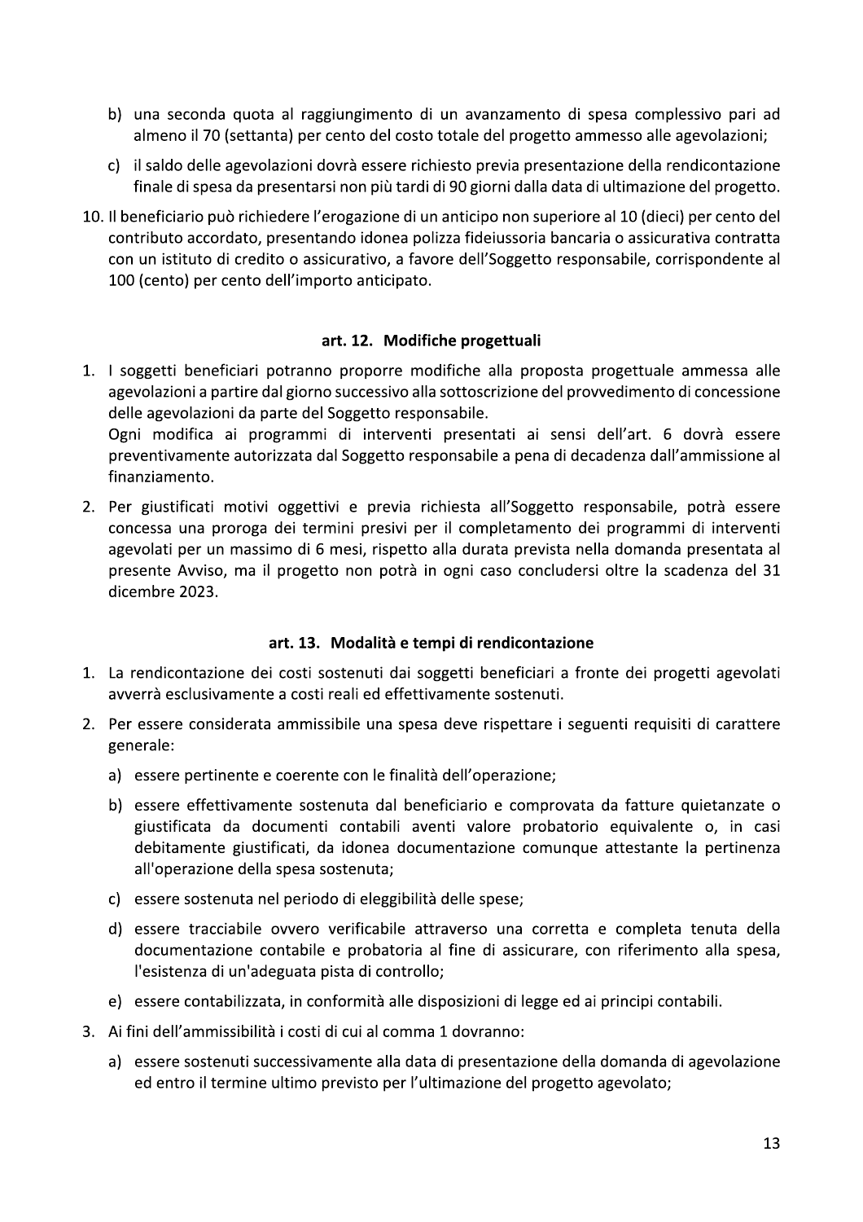b) una seconda quota al raggiungimento di un avanzamento di spesa complessivo pari ad almeno il 70 (settanta) per cento del costo totale del progetto ammesso alle agevolazioni;

c) il saldo delle agevolazioni dovrà essere richiesto previa presentazione della rendicontazione finale di spesa da presentarsi non più tardi di 90 giorni dalla data di ultimazione del progetto.

10. Il beneficiario può richiedere l'erogazione di un anticipo non superiore al 10 (dieci) per cento del contributo accordato, presentando idonea polizza fideiussoria bancaria o assicurativa contratta con un istituto di credito o assicurativo, a favore dell'Soggetto responsabile, corrispondente al 100 (cento) per cento dell'importo anticipato.

### art. 12. Modifiche progettuali

1. I soggetti beneficiari potranno proporre modifiche alla proposta progettuale ammessa alle agevolazioni a partire dal giorno successivo alla sottoscrizione del provvedimento di concessione delle agevolazioni da parte del Soggetto responsabile.
   Ogni modifica ai programmi di interventi presentati ai sensi dell'art. 6 dovrà essere preventivamente autorizzata dal Soggetto responsabile a pena di decadenza dall'ammissione al finanziamento.

2. Per giustificati motivi oggettivi e previa richiesta all'Soggetto responsabile, potrà essere concessa una proroga dei termini presivi per il completamento dei programmi di interventi agevolati per un massimo di 6 mesi, rispetto alla durata prevista nella domanda presentata al presente Avviso, ma il progetto non potrà in ogni caso concludersi oltre la scadenza del 31 dicembre 2023.

### art. 13. Modalità e tempi di rendicontazione

1. La rendicontazione dei costi sostenuti dai soggetti beneficiari a fronte dei progetti agevolati avverrà esclusivamente a costi reali ed effettivamente sostenuti.

2. Per essere considerata ammissibile una spesa deve rispettare i seguenti requisiti di carattere generale:

   a) essere pertinente e coerente con le finalità dell'operazione;

   b) essere effettivamente sostenuta dal beneficiario e comprovata da fatture quietanzate o giustificata da documenti contabili aventi valore probatorio equivalente o, in casi debitamente giustificati, da idonea documentazione comunque attestante la pertinenza all'operazione della spesa sostenuta;

   c) essere sostenuta nel periodo di eleggibilità delle spese;

   d) essere tracciabile ovvero verificabile attraverso una corretta e completa tenuta della documentazione contabile e probatoria al fine di assicurare, con riferimento alla spesa, l'esistenza di un'adeguata pista di controllo;

   e) essere contabilizzata, in conformità alle disposizioni di legge ed ai principi contabili.

3. Ai fini dell'ammissibilità i costi di cui al comma 1 dovranno:

   a) essere sostenuti successivamente alla data di presentazione della domanda di agevolazione ed entro il termine ultimo previsto per l'ultimazione del progetto agevolato;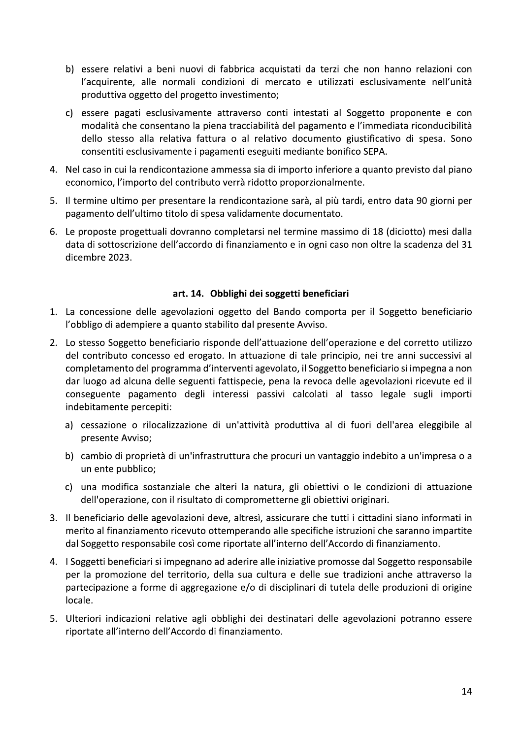b) essere relativi a beni nuovi di fabbrica acquistati da terzi che non hanno relazioni con l'acquirente, alle normali condizioni di mercato e utilizzati esclusivamente nell'unità produttiva oggetto del progetto investimento;

c) essere pagati esclusivamente attraverso conti intestati al Soggetto proponente e con modalità che consentano la piena tracciabilità del pagamento e l'immediata riconducibilità dello stesso alla relativa fattura o al relativo documento giustificativo di spesa. Sono consentiti esclusivamente i pagamenti eseguiti mediante bonifico SEPA.

4. Nel caso in cui la rendicontazione ammessa sia di importo inferiore a quanto previsto dal piano economico, l'importo del contributo verrà ridotto proporzionalmente.

5. Il termine ultimo per presentare la rendicontazione sarà, al più tardi, entro data 90 giorni per pagamento dell'ultimo titolo di spesa validamente documentato.

6. Le proposte progettuali dovranno completarsi nel termine massimo di 18 (diciotto) mesi dalla data di sottoscrizione dell'accordo di finanziamento e in ogni caso non oltre la scadenza del 31 dicembre 2023.

### art. 14. Obblighi dei soggetti beneficiari

1. La concessione delle agevolazioni oggetto del Bando comporta per il Soggetto beneficiario l'obbligo di adempiere a quanto stabilito dal presente Avviso.

2. Lo stesso Soggetto beneficiario risponde dell'attuazione dell'operazione e del corretto utilizzo del contributo concesso ed erogato. In attuazione di tale principio, nei tre anni successivi al completamento del programma d'interventi agevolato, il Soggetto beneficiario si impegna a non dar luogo ad alcuna delle seguenti fattispecie, pena la revoca delle agevolazioni ricevute ed il conseguente pagamento degli interessi passivi calcolati al tasso legale sugli importi indebitamente percepiti:

   a) cessazione o rilocalizzazione di un'attività produttiva al di fuori dell'area eleggibile al presente Avviso;

   b) cambio di proprietà di un'infrastruttura che procuri un vantaggio indebito a un'impresa o a un ente pubblico;

   c) una modifica sostanziale che alteri la natura, gli obiettivi o le condizioni di attuazione dell'operazione, con il risultato di comprometterne gli obiettivi originari.

3. Il beneficiario delle agevolazioni deve, altresì, assicurare che tutti i cittadini siano informati in merito al finanziamento ricevuto ottemperando alle specifiche istruzioni che saranno impartite dal Soggetto responsabile così come riportate all'interno dell'Accordo di finanziamento.

4. I Soggetti beneficiari si impegnano ad aderire alle iniziative promosse dal Soggetto responsabile per la promozione del territorio, della sua cultura e delle sue tradizioni anche attraverso la partecipazione a forme di aggregazione e/o di disciplinari di tutela delle produzioni di origine locale.

5. Ulteriori indicazioni relative agli obblighi dei destinatari delle agevolazioni potranno essere riportate all'interno dell'Accordo di finanziamento.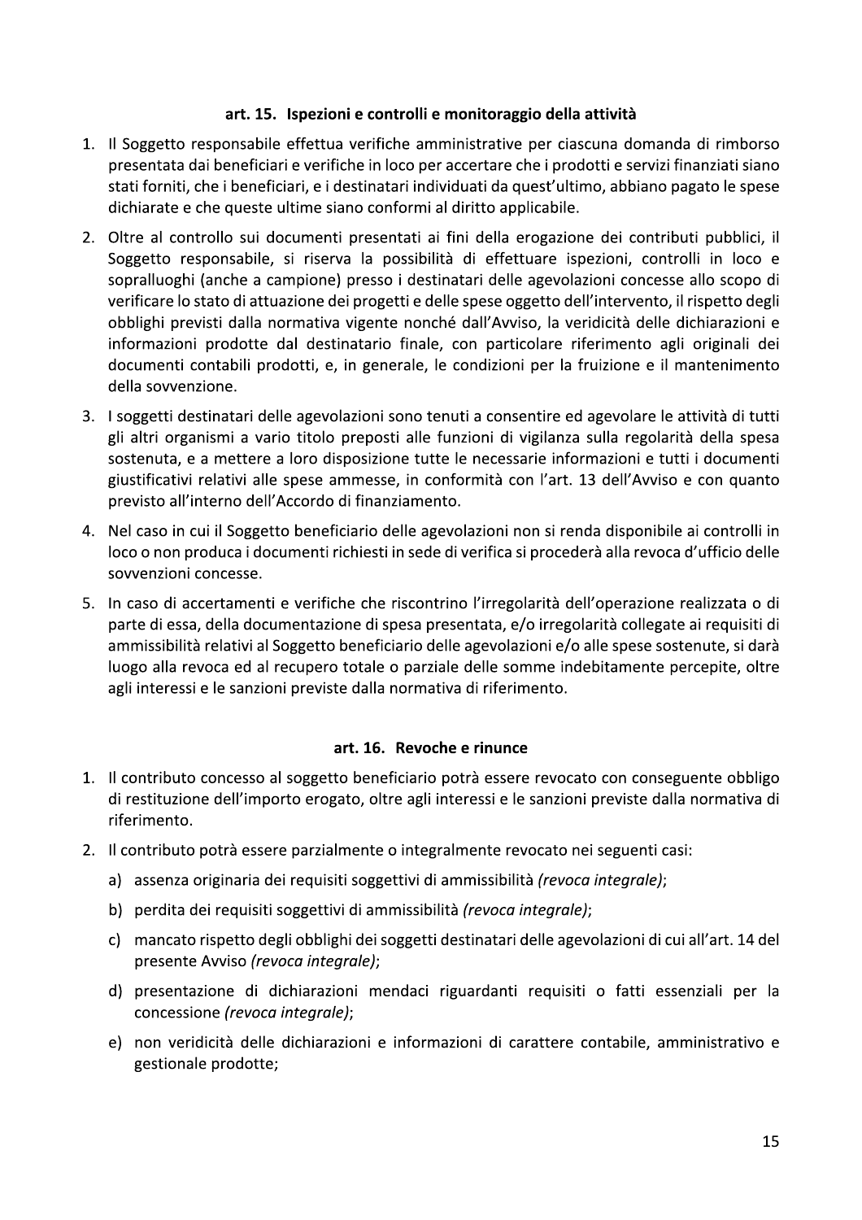### art. 15. Ispezioni e controlli e monitoraggio della attività

1. Il Soggetto responsabile effettua verifiche amministrative per ciascuna domanda di rimborso presentata dai beneficiari e verifiche in loco per accertare che i prodotti e servizi finanziati siano stati forniti, che i beneficiari, e i destinatari individuati da quest'ultimo, abbiano pagato le spese dichiarate e che queste ultime siano conformi al diritto applicabile.
2. Oltre al controllo sui documenti presentati ai fini della erogazione dei contributi pubblici, il Soggetto responsabile, si riserva la possibilità di effettuare ispezioni, controlli in loco e sopralluoghi (anche a campione) presso i destinatari delle agevolazioni concesse allo scopo di verificare lo stato di attuazione dei progetti e delle spese oggetto dell'intervento, il rispetto degli obblighi previsti dalla normativa vigente nonché dall'Avviso, la veridicità delle dichiarazioni e informazioni prodotte dal destinatario finale, con particolare riferimento agli originali dei documenti contabili prodotti, e, in generale, le condizioni per la fruizione e il mantenimento della sovvenzione.
3. I soggetti destinatari delle agevolazioni sono tenuti a consentire ed agevolare le attività di tutti gli altri organismi a vario titolo preposti alle funzioni di vigilanza sulla regolarità della spesa sostenuta, e a mettere a loro disposizione tutte le necessarie informazioni e tutti i documenti giustificativi relativi alle spese ammesse, in conformità con l'art. 13 dell'Avviso e con quanto previsto all'interno dell'Accordo di finanziamento.
4. Nel caso in cui il Soggetto beneficiario delle agevolazioni non si renda disponibile ai controlli in loco o non produca i documenti richiesti in sede di verifica si procederà alla revoca d'ufficio delle sovvenzioni concesse.
5. In caso di accertamenti e verifiche che riscontrino l'irregolarità dell'operazione realizzata o di parte di essa, della documentazione di spesa presentata, e/o irregolarità collegate ai requisiti di ammissibilità relativi al Soggetto beneficiario delle agevolazioni e/o alle spese sostenute, si darà luogo alla revoca ed al recupero totale o parziale delle somme indebitamente percepite, oltre agli interessi e le sanzioni previste dalla normativa di riferimento.

### art. 16. Revoche e rinunce

1. Il contributo concesso al soggetto beneficiario potrà essere revocato con conseguente obbligo di restituzione dell'importo erogato, oltre agli interessi e le sanzioni previste dalla normativa di riferimento.
2. Il contributo potrà essere parzialmente o integralmente revocato nei seguenti casi:
   a) assenza originaria dei requisiti soggettivi di ammissibilità *(revoca integrale)*;
   b) perdita dei requisiti soggettivi di ammissibilità *(revoca integrale)*;
   c) mancato rispetto degli obblighi dei soggetti destinatari delle agevolazioni di cui all'art. 14 del presente Avviso *(revoca integrale)*;
   d) presentazione di dichiarazioni mendaci riguardanti requisiti o fatti essenziali per la concessione *(revoca integrale)*;
   e) non veridicità delle dichiarazioni e informazioni di carattere contabile, amministrativo e gestionale prodotte;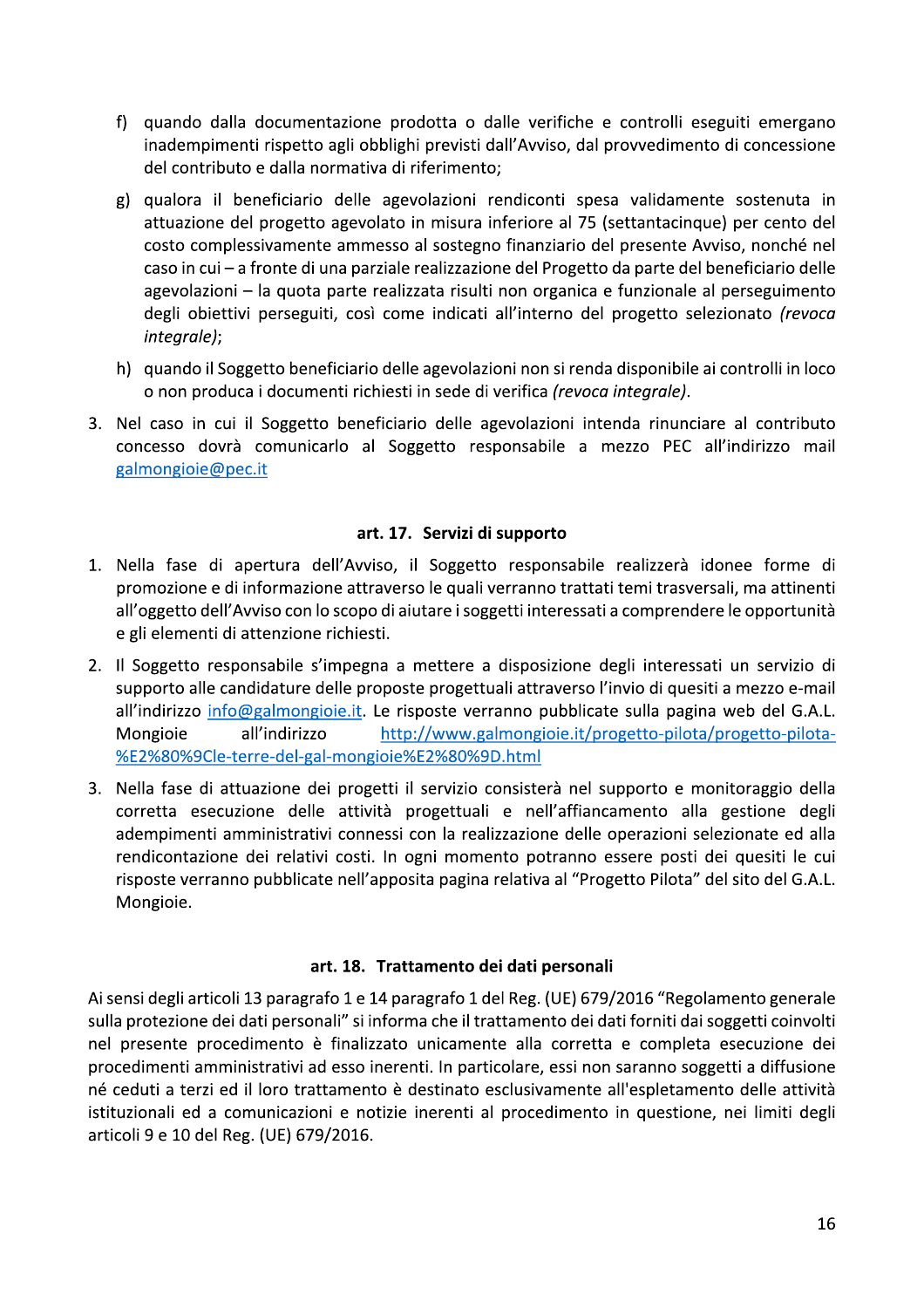f) quando dalla documentazione prodotta o dalle verifiche e controlli eseguiti emergano inadempimenti rispetto agli obblighi previsti dall'Avviso, dal provvedimento di concessione del contributo e dalla normativa di riferimento;

g) qualora il beneficiario delle agevolazioni rendiconti spesa validamente sostenuta in attuazione del progetto agevolato in misura inferiore al 75 (settantacinque) per cento del costo complessivamente ammesso al sostegno finanziario del presente Avviso, nonché nel caso in cui – a fronte di una parziale realizzazione del Progetto da parte del beneficiario delle agevolazioni – la quota parte realizzata risulti non organica e funzionale al perseguimento degli obiettivi perseguiti, così come indicati all'interno del progetto selezionato *(revoca integrale)*;

h) quando il Soggetto beneficiario delle agevolazioni non si renda disponibile ai controlli in loco o non produca i documenti richiesti in sede di verifica *(revoca integrale)*.

3. Nel caso in cui il Soggetto beneficiario delle agevolazioni intenda rinunciare al contributo concesso dovrà comunicarlo al Soggetto responsabile a mezzo PEC all'indirizzo mail galmongioie@pec.it

## art. 17. Servizi di supporto

1. Nella fase di apertura dell'Avviso, il Soggetto responsabile realizzerà idonee forme di promozione e di informazione attraverso le quali verranno trattati temi trasversali, ma attinenti all'oggetto dell'Avviso con lo scopo di aiutare i soggetti interessati a comprendere le opportunità e gli elementi di attenzione richiesti.
2. Il Soggetto responsabile s'impegna a mettere a disposizione degli interessati un servizio di supporto alle candidature delle proposte progettuali attraverso l'invio di quesiti a mezzo e-mail all'indirizzo info@galmongioie.it. Le risposte verranno pubblicate sulla pagina web del G.A.L. Mongioie all'indirizzo http://www.galmongioie.it/progetto-pilota/progetto-pilota-%E2%80%9Cle-terre-del-gal-mongioie%E2%80%9D.html
3. Nella fase di attuazione dei progetti il servizio consisterà nel supporto e monitoraggio della corretta esecuzione delle attività progettuali e nell'affiancamento alla gestione degli adempimenti amministrativi connessi con la realizzazione delle operazioni selezionate ed alla rendicontazione dei relativi costi. In ogni momento potranno essere posti dei quesiti le cui risposte verranno pubblicate nell'apposita pagina relativa al "Progetto Pilota" del sito del G.A.L. Mongioie.

## art. 18. Trattamento dei dati personali

Ai sensi degli articoli 13 paragrafo 1 e 14 paragrafo 1 del Reg. (UE) 679/2016 "Regolamento generale sulla protezione dei dati personali" si informa che il trattamento dei dati forniti dai soggetti coinvolti nel presente procedimento è finalizzato unicamente alla corretta e completa esecuzione dei procedimenti amministrativi ad esso inerenti. In particolare, essi non saranno soggetti a diffusione né ceduti a terzi ed il loro trattamento è destinato esclusivamente all'espletamento delle attività istituzionali ed a comunicazioni e notizie inerenti al procedimento in questione, nei limiti degli articoli 9 e 10 del Reg. (UE) 679/2016.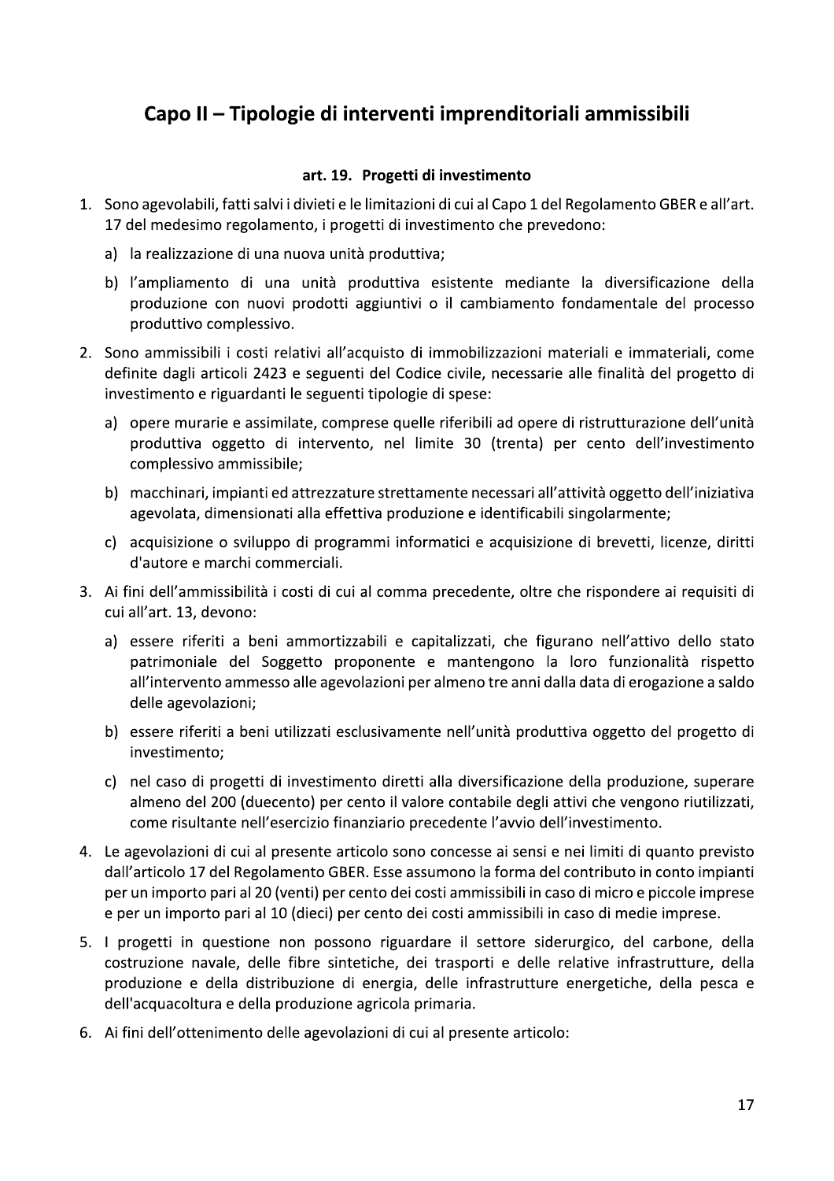## Capo II – Tipologie di interventi imprenditoriali ammissibili

### art. 19. Progetti di investimento

1. Sono agevolabili, fatti salvi i divieti e le limitazioni di cui al Capo 1 del Regolamento GBER e all'art. 17 del medesimo regolamento, i progetti di investimento che prevedono:
   a) la realizzazione di una nuova unità produttiva;
   b) l'ampliamento di una unità produttiva esistente mediante la diversificazione della produzione con nuovi prodotti aggiuntivi o il cambiamento fondamentale del processo produttivo complessivo.
2. Sono ammissibili i costi relativi all'acquisto di immobilizzazioni materiali e immateriali, come definite dagli articoli 2423 e seguenti del Codice civile, necessarie alle finalità del progetto di investimento e riguardanti le seguenti tipologie di spese:
   a) opere murarie e assimilate, comprese quelle riferibili ad opere di ristrutturazione dell'unità produttiva oggetto di intervento, nel limite 30 (trenta) per cento dell'investimento complessivo ammissibile;
   b) macchinari, impianti ed attrezzature strettamente necessari all'attività oggetto dell'iniziativa agevolata, dimensionati alla effettiva produzione e identificabili singolarmente;
   c) acquisizione o sviluppo di programmi informatici e acquisizione di brevetti, licenze, diritti d'autore e marchi commerciali.
3. Ai fini dell'ammissibilità i costi di cui al comma precedente, oltre che rispondere ai requisiti di cui all'art. 13, devono:
   a) essere riferiti a beni ammortizzabili e capitalizzati, che figurano nell'attivo dello stato patrimoniale del Soggetto proponente e mantengono la loro funzionalità rispetto all'intervento ammesso alle agevolazioni per almeno tre anni dalla data di erogazione a saldo delle agevolazioni;
   b) essere riferiti a beni utilizzati esclusivamente nell'unità produttiva oggetto del progetto di investimento;
   c) nel caso di progetti di investimento diretti alla diversificazione della produzione, superare almeno del 200 (duecento) per cento il valore contabile degli attivi che vengono riutilizzati, come risultante nell'esercizio finanziario precedente l'avvio dell'investimento.
4. Le agevolazioni di cui al presente articolo sono concesse ai sensi e nei limiti di quanto previsto dall'articolo 17 del Regolamento GBER. Esse assumono la forma del contributo in conto impianti per un importo pari al 20 (venti) per cento dei costi ammissibili in caso di micro e piccole imprese e per un importo pari al 10 (dieci) per cento dei costi ammissibili in caso di medie imprese.
5. I progetti in questione non possono riguardare il settore siderurgico, del carbone, della costruzione navale, delle fibre sintetiche, dei trasporti e delle relative infrastrutture, della produzione e della distribuzione di energia, delle infrastrutture energetiche, della pesca e dell'acquacoltura e della produzione agricola primaria.
6. Ai fini dell'ottenimento delle agevolazioni di cui al presente articolo: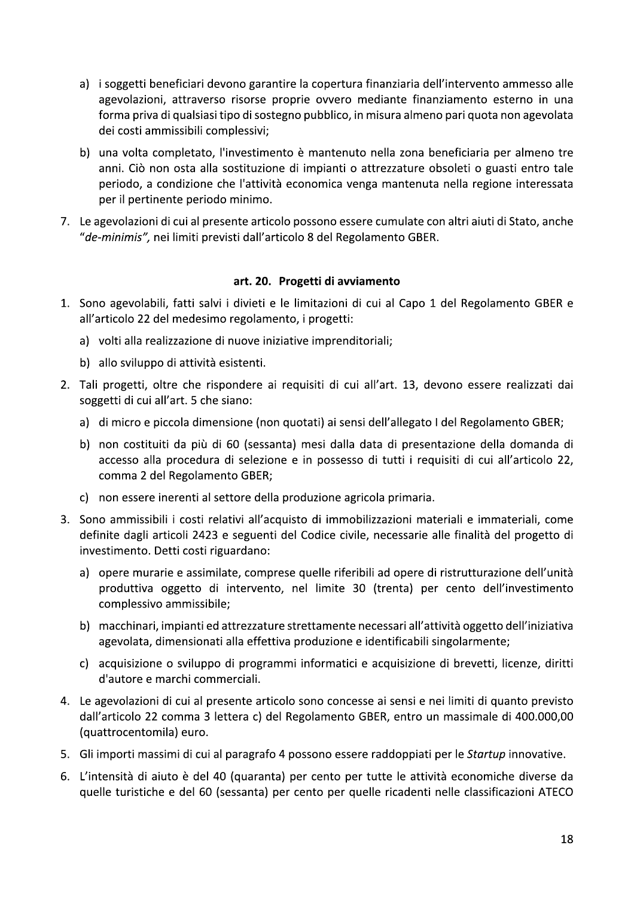a) i soggetti beneficiari devono garantire la copertura finanziaria dell'intervento ammesso alle agevolazioni, attraverso risorse proprie ovvero mediante finanziamento esterno in una forma priva di qualsiasi tipo di sostegno pubblico, in misura almeno pari quota non agevolata dei costi ammissibili complessivi;

b) una volta completato, l'investimento è mantenuto nella zona beneficiaria per almeno tre anni. Ciò non osta alla sostituzione di impianti o attrezzature obsoleti o guasti entro tale periodo, a condizione che l'attività economica venga mantenuta nella regione interessata per il pertinente periodo minimo.

7. Le agevolazioni di cui al presente articolo possono essere cumulate con altri aiuti di Stato, anche *"de-minimis",* nei limiti previsti dall'articolo 8 del Regolamento GBER.

### art. 20. Progetti di avviamento

1. Sono agevolabili, fatti salvi i divieti e le limitazioni di cui al Capo 1 del Regolamento GBER e all'articolo 22 del medesimo regolamento, i progetti:
   a) volti alla realizzazione di nuove iniziative imprenditoriali;
   b) allo sviluppo di attività esistenti.
2. Tali progetti, oltre che rispondere ai requisiti di cui all'art. 13, devono essere realizzati dai soggetti di cui all'art. 5 che siano:
   a) di micro e piccola dimensione (non quotati) ai sensi dell'allegato I del Regolamento GBER;
   b) non costituiti da più di 60 (sessanta) mesi dalla data di presentazione della domanda di accesso alla procedura di selezione e in possesso di tutti i requisiti di cui all'articolo 22, comma 2 del Regolamento GBER;
   c) non essere inerenti al settore della produzione agricola primaria.
3. Sono ammissibili i costi relativi all'acquisto di immobilizzazioni materiali e immateriali, come definite dagli articoli 2423 e seguenti del Codice civile, necessarie alle finalità del progetto di investimento. Detti costi riguardano:
   a) opere murarie e assimilate, comprese quelle riferibili ad opere di ristrutturazione dell'unità produttiva oggetto di intervento, nel limite 30 (trenta) per cento dell'investimento complessivo ammissibile;
   b) macchinari, impianti ed attrezzature strettamente necessari all'attività oggetto dell'iniziativa agevolata, dimensionati alla effettiva produzione e identificabili singolarmente;
   c) acquisizione o sviluppo di programmi informatici e acquisizione di brevetti, licenze, diritti d'autore e marchi commerciali.
4. Le agevolazioni di cui al presente articolo sono concesse ai sensi e nei limiti di quanto previsto dall'articolo 22 comma 3 lettera c) del Regolamento GBER, entro un massimale di 400.000,00 (quattrocentomila) euro.
5. Gli importi massimi di cui al paragrafo 4 possono essere raddoppiati per le *Startup* innovative.
6. L'intensità di aiuto è del 40 (quaranta) per cento per tutte le attività economiche diverse da quelle turistiche e del 60 (sessanta) per cento per quelle ricadenti nelle classificazioni ATECO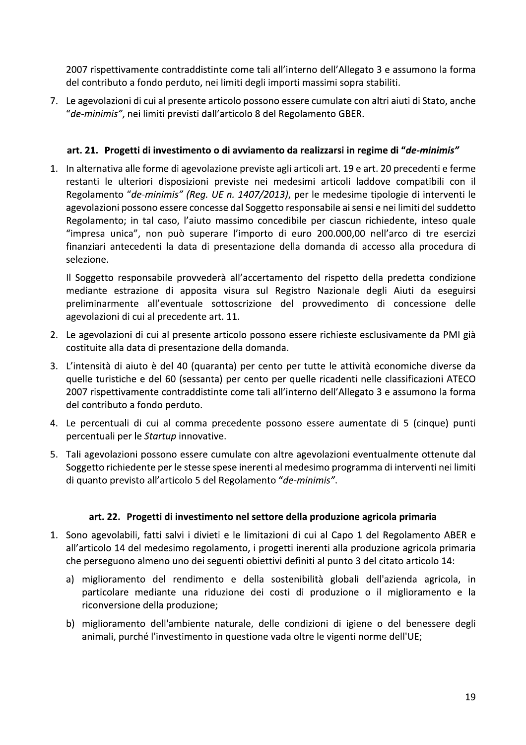2007 rispettivamente contraddistinte come tali all'interno dell'Allegato 3 e assumono la forma del contributo a fondo perduto, nei limiti degli importi massimi sopra stabiliti.

7. Le agevolazioni di cui al presente articolo possono essere cumulate con altri aiuti di Stato, anche *"de-minimis"*, nei limiti previsti dall'articolo 8 del Regolamento GBER.

### art. 21. Progetti di investimento o di avviamento da realizzarsi in regime di "*de-minimis*"

1. In alternativa alle forme di agevolazione previste agli articoli art. 19 e art. 20 precedenti e ferme restanti le ulteriori disposizioni previste nei medesimi articoli laddove compatibili con il Regolamento *"de-minimis" (Reg. UE n. 1407/2013)*, per le medesime tipologie di interventi le agevolazioni possono essere concesse dal Soggetto responsabile ai sensi e nei limiti del suddetto Regolamento; in tal caso, l'aiuto massimo concedibile per ciascun richiedente, inteso quale "impresa unica", non può superare l'importo di euro 200.000,00 nell'arco di tre esercizi finanziari antecedenti la data di presentazione della domanda di accesso alla procedura di selezione.

   Il Soggetto responsabile provvederà all'accertamento del rispetto della predetta condizione mediante estrazione di apposita visura sul Registro Nazionale degli Aiuti da eseguirsi preliminarmente all'eventuale sottoscrizione del provvedimento di concessione delle agevolazioni di cui al precedente art. 11.

2. Le agevolazioni di cui al presente articolo possono essere richieste esclusivamente da PMI già costituite alla data di presentazione della domanda.
3. L'intensità di aiuto è del 40 (quaranta) per cento per tutte le attività economiche diverse da quelle turistiche e del 60 (sessanta) per cento per quelle ricadenti nelle classificazioni ATECO 2007 rispettivamente contraddistinte come tali all'interno dell'Allegato 3 e assumono la forma del contributo a fondo perduto.
4. Le percentuali di cui al comma precedente possono essere aumentate di 5 (cinque) punti percentuali per le *Startup* innovative.
5. Tali agevolazioni possono essere cumulate con altre agevolazioni eventualmente ottenute dal Soggetto richiedente per le stesse spese inerenti al medesimo programma di interventi nei limiti di quanto previsto all'articolo 5 del Regolamento *"de-minimis"*.

### art. 22. Progetti di investimento nel settore della produzione agricola primaria

1. Sono agevolabili, fatti salvi i divieti e le limitazioni di cui al Capo 1 del Regolamento ABER e all'articolo 14 del medesimo regolamento, i progetti inerenti alla produzione agricola primaria che perseguono almeno uno dei seguenti obiettivi definiti al punto 3 del citato articolo 14:
   a) miglioramento del rendimento e della sostenibilità globali dell'azienda agricola, in particolare mediante una riduzione dei costi di produzione o il miglioramento e la riconversione della produzione;
   b) miglioramento dell'ambiente naturale, delle condizioni di igiene o del benessere degli animali, purché l'investimento in questione vada oltre le vigenti norme dell'UE;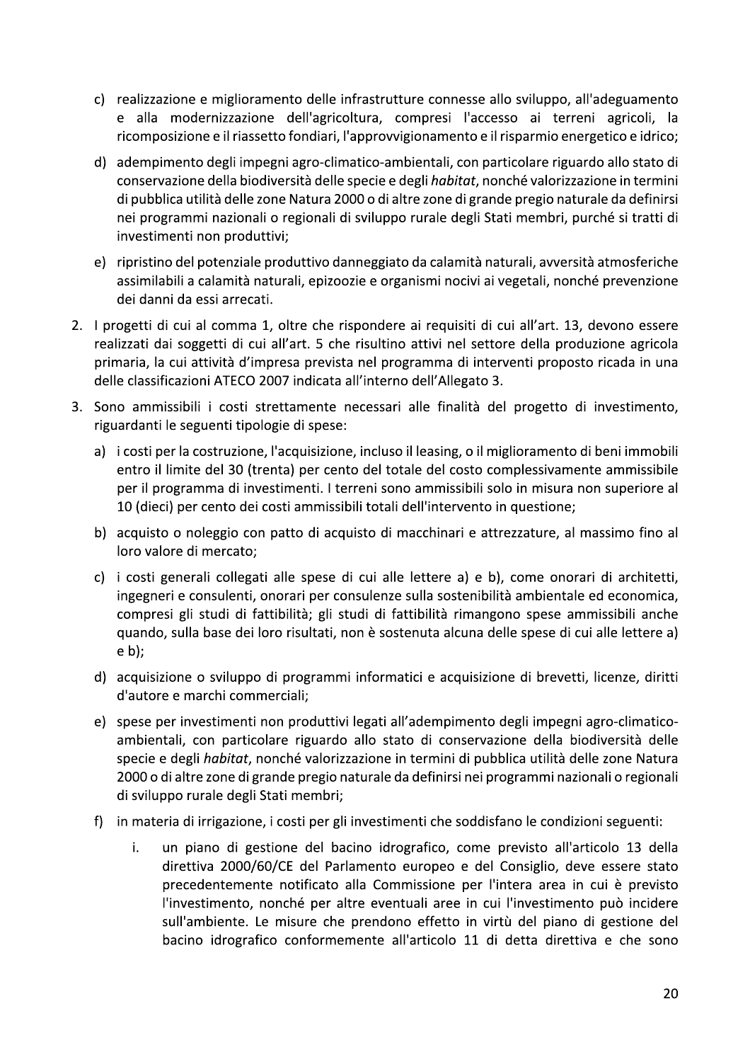c) realizzazione e miglioramento delle infrastrutture connesse allo sviluppo, all'adeguamento e alla modernizzazione dell'agricoltura, compresi l'accesso ai terreni agricoli, la ricomposizione e il riassetto fondiari, l'approvvigionamento e il risparmio energetico e idrico;

d) adempimento degli impegni agro-climatico-ambientali, con particolare riguardo allo stato di conservazione della biodiversità delle specie e degli *habitat*, nonché valorizzazione in termini di pubblica utilità delle zone Natura 2000 o di altre zone di grande pregio naturale da definirsi nei programmi nazionali o regionali di sviluppo rurale degli Stati membri, purché si tratti di investimenti non produttivi;

e) ripristino del potenziale produttivo danneggiato da calamità naturali, avversità atmosferiche assimilabili a calamità naturali, epizoozie e organismi nocivi ai vegetali, nonché prevenzione dei danni da essi arrecati.

2. I progetti di cui al comma 1, oltre che rispondere ai requisiti di cui all'art. 13, devono essere realizzati dai soggetti di cui all'art. 5 che risultino attivi nel settore della produzione agricola primaria, la cui attività d'impresa prevista nel programma di interventi proposto ricada in una delle classificazioni ATECO 2007 indicata all'interno dell'Allegato 3.

3. Sono ammissibili i costi strettamente necessari alle finalità del progetto di investimento, riguardanti le seguenti tipologie di spese:

   a) i costi per la costruzione, l'acquisizione, incluso il leasing, o il miglioramento di beni immobili entro il limite del 30 (trenta) per cento del totale del costo complessivamente ammissibile per il programma di investimenti. I terreni sono ammissibili solo in misura non superiore al 10 (dieci) per cento dei costi ammissibili totali dell'intervento in questione;

   b) acquisto o noleggio con patto di acquisto di macchinari e attrezzature, al massimo fino al loro valore di mercato;

   c) i costi generali collegati alle spese di cui alle lettere a) e b), come onorari di architetti, ingegneri e consulenti, onorari per consulenze sulla sostenibilità ambientale ed economica, compresi gli studi di fattibilità; gli studi di fattibilità rimangono spese ammissibili anche quando, sulla base dei loro risultati, non è sostenuta alcuna delle spese di cui alle lettere a) e b);

   d) acquisizione o sviluppo di programmi informatici e acquisizione di brevetti, licenze, diritti d'autore e marchi commerciali;

   e) spese per investimenti non produttivi legati all'adempimento degli impegni agro-climatico-ambientali, con particolare riguardo allo stato di conservazione della biodiversità delle specie e degli *habitat*, nonché valorizzazione in termini di pubblica utilità delle zone Natura 2000 o di altre zone di grande pregio naturale da definirsi nei programmi nazionali o regionali di sviluppo rurale degli Stati membri;

   f) in materia di irrigazione, i costi per gli investimenti che soddisfano le condizioni seguenti:

      i. un piano di gestione del bacino idrografico, come previsto all'articolo 13 della direttiva 2000/60/CE del Parlamento europeo e del Consiglio, deve essere stato precedentemente notificato alla Commissione per l'intera area in cui è previsto l'investimento, nonché per altre eventuali aree in cui l'investimento può incidere sull'ambiente. Le misure che prendono effetto in virtù del piano di gestione del bacino idrografico conformemente all'articolo 11 di detta direttiva e che sono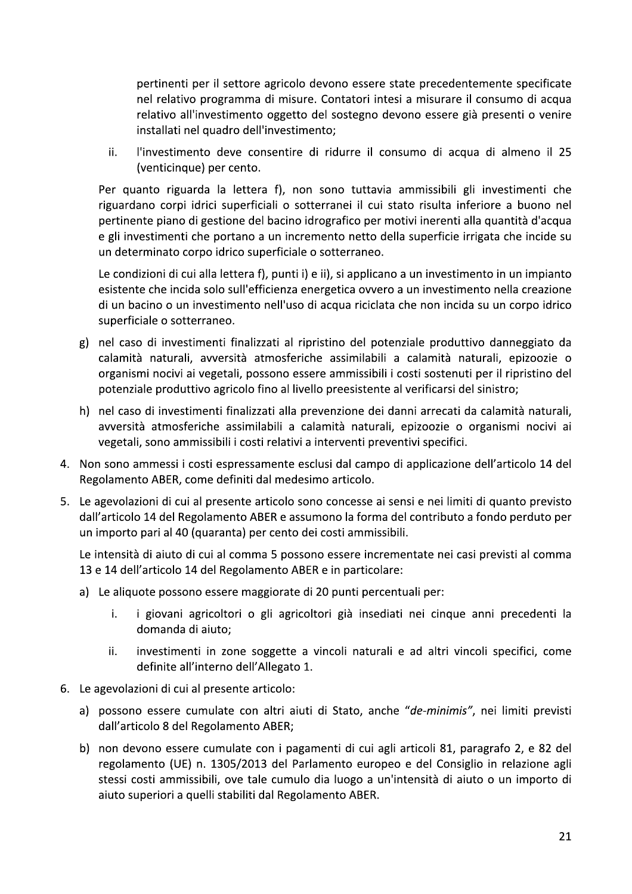pertinenti per il settore agricolo devono essere state precedentemente specificate nel relativo programma di misure. Contatori intesi a misurare il consumo di acqua relativo all'investimento oggetto del sostegno devono essere già presenti o venire installati nel quadro dell'investimento;

ii. l'investimento deve consentire di ridurre il consumo di acqua di almeno il 25 (venticinque) per cento.

Per quanto riguarda la lettera f), non sono tuttavia ammissibili gli investimenti che riguardano corpi idrici superficiali o sotterranei il cui stato risulta inferiore a buono nel pertinente piano di gestione del bacino idrografico per motivi inerenti alla quantità d'acqua e gli investimenti che portano a un incremento netto della superficie irrigata che incide su un determinato corpo idrico superficiale o sotterraneo.

Le condizioni di cui alla lettera f), punti i) e ii), si applicano a un investimento in un impianto esistente che incida solo sull'efficienza energetica ovvero a un investimento nella creazione di un bacino o un investimento nell'uso di acqua riciclata che non incida su un corpo idrico superficiale o sotterraneo.

g) nel caso di investimenti finalizzati al ripristino del potenziale produttivo danneggiato da calamità naturali, avversità atmosferiche assimilabili a calamità naturali, epizoozie o organismi nocivi ai vegetali, possono essere ammissibili i costi sostenuti per il ripristino del potenziale produttivo agricolo fino al livello preesistente al verificarsi del sinistro;

h) nel caso di investimenti finalizzati alla prevenzione dei danni arrecati da calamità naturali, avversità atmosferiche assimilabili a calamità naturali, epizoozie o organismi nocivi ai vegetali, sono ammissibili i costi relativi a interventi preventivi specifici.

4. Non sono ammessi i costi espressamente esclusi dal campo di applicazione dell'articolo 14 del Regolamento ABER, come definiti dal medesimo articolo.

5. Le agevolazioni di cui al presente articolo sono concesse ai sensi e nei limiti di quanto previsto dall'articolo 14 del Regolamento ABER e assumono la forma del contributo a fondo perduto per un importo pari al 40 (quaranta) per cento dei costi ammissibili.

   Le intensità di aiuto di cui al comma 5 possono essere incrementate nei casi previsti al comma 13 e 14 dell'articolo 14 del Regolamento ABER e in particolare:

   a) Le aliquote possono essere maggiorate di 20 punti percentuali per:

      i. i giovani agricoltori o gli agricoltori già insediati nei cinque anni precedenti la domanda di aiuto;

      ii. investimenti in zone soggette a vincoli naturali e ad altri vincoli specifici, come definite all'interno dell'Allegato 1.

6. Le agevolazioni di cui al presente articolo:

   a) possono essere cumulate con altri aiuti di Stato, anche *"de-minimis"*, nei limiti previsti dall'articolo 8 del Regolamento ABER;

   b) non devono essere cumulate con i pagamenti di cui agli articoli 81, paragrafo 2, e 82 del regolamento (UE) n. 1305/2013 del Parlamento europeo e del Consiglio in relazione agli stessi costi ammissibili, ove tale cumulo dia luogo a un'intensità di aiuto o un importo di aiuto superiori a quelli stabiliti dal Regolamento ABER.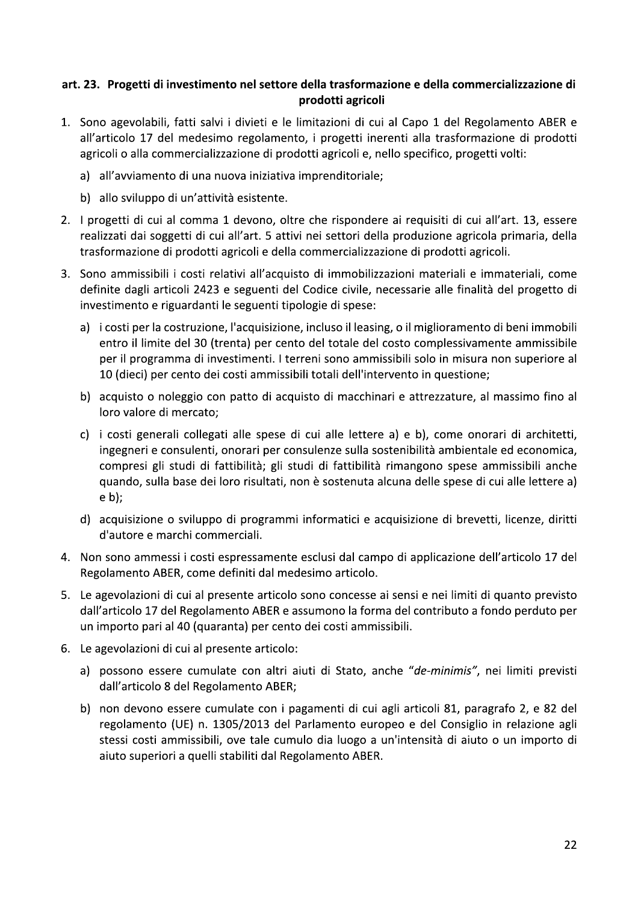## art. 23. Progetti di investimento nel settore della trasformazione e della commercializzazione di prodotti agricoli

1. Sono agevolabili, fatti salvi i divieti e le limitazioni di cui al Capo 1 del Regolamento ABER e all'articolo 17 del medesimo regolamento, i progetti inerenti alla trasformazione di prodotti agricoli o alla commercializzazione di prodotti agricoli e, nello specifico, progetti volti:
   a) all'avviamento di una nuova iniziativa imprenditoriale;
   b) allo sviluppo di un'attività esistente.
2. I progetti di cui al comma 1 devono, oltre che rispondere ai requisiti di cui all'art. 13, essere realizzati dai soggetti di cui all'art. 5 attivi nei settori della produzione agricola primaria, della trasformazione di prodotti agricoli e della commercializzazione di prodotti agricoli.
3. Sono ammissibili i costi relativi all'acquisto di immobilizzazioni materiali e immateriali, come definite dagli articoli 2423 e seguenti del Codice civile, necessarie alle finalità del progetto di investimento e riguardanti le seguenti tipologie di spese:
   a) i costi per la costruzione, l'acquisizione, incluso il leasing, o il miglioramento di beni immobili entro il limite del 30 (trenta) per cento del totale del costo complessivamente ammissibile per il programma di investimenti. I terreni sono ammissibili solo in misura non superiore al 10 (dieci) per cento dei costi ammissibili totali dell'intervento in questione;
   b) acquisto o noleggio con patto di acquisto di macchinari e attrezzature, al massimo fino al loro valore di mercato;
   c) i costi generali collegati alle spese di cui alle lettere a) e b), come onorari di architetti, ingegneri e consulenti, onorari per consulenze sulla sostenibilità ambientale ed economica, compresi gli studi di fattibilità; gli studi di fattibilità rimangono spese ammissibili anche quando, sulla base dei loro risultati, non è sostenuta alcuna delle spese di cui alle lettere a) e b);
   d) acquisizione o sviluppo di programmi informatici e acquisizione di brevetti, licenze, diritti d'autore e marchi commerciali.
4. Non sono ammessi i costi espressamente esclusi dal campo di applicazione dell'articolo 17 del Regolamento ABER, come definiti dal medesimo articolo.
5. Le agevolazioni di cui al presente articolo sono concesse ai sensi e nei limiti di quanto previsto dall'articolo 17 del Regolamento ABER e assumono la forma del contributo a fondo perduto per un importo pari al 40 (quaranta) per cento dei costi ammissibili.
6. Le agevolazioni di cui al presente articolo:
   a) possono essere cumulate con altri aiuti di Stato, anche *"de-minimis"*, nei limiti previsti dall'articolo 8 del Regolamento ABER;
   b) non devono essere cumulate con i pagamenti di cui agli articoli 81, paragrafo 2, e 82 del regolamento (UE) n. 1305/2013 del Parlamento europeo e del Consiglio in relazione agli stessi costi ammissibili, ove tale cumulo dia luogo a un'intensità di aiuto o un importo di aiuto superiori a quelli stabiliti dal Regolamento ABER.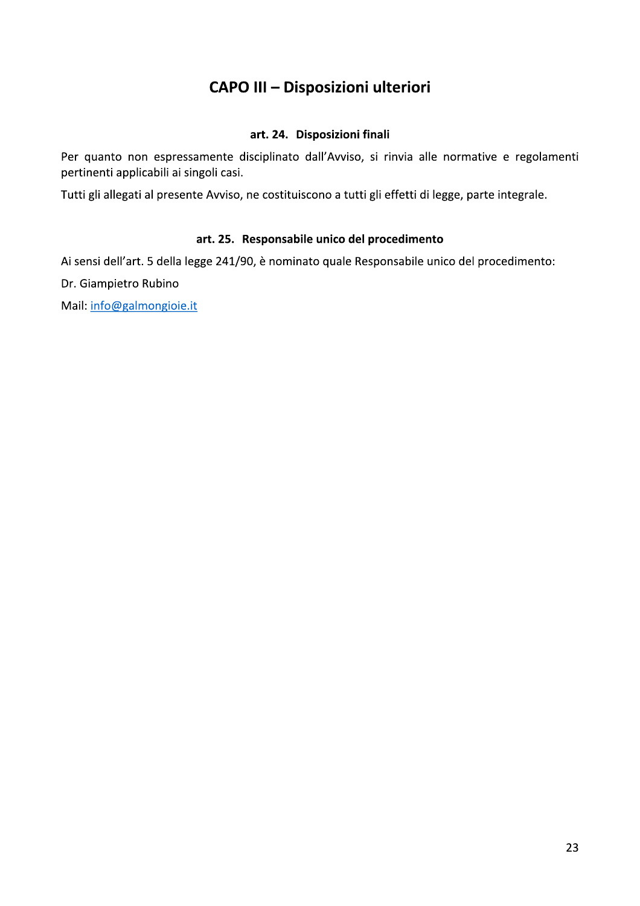# CAPO III – Disposizioni ulteriori

### art. 24. Disposizioni finali

Per quanto non espressamente disciplinato dall'Avviso, si rinvia alle normative e regolamenti pertinenti applicabili ai singoli casi.

Tutti gli allegati al presente Avviso, ne costituiscono a tutti gli effetti di legge, parte integrale.

### art. 25. Responsabile unico del procedimento

Ai sensi dell'art. 5 della legge 241/90, è nominato quale Responsabile unico del procedimento:

Dr. Giampietro Rubino

Mail: info@galmongioie.it